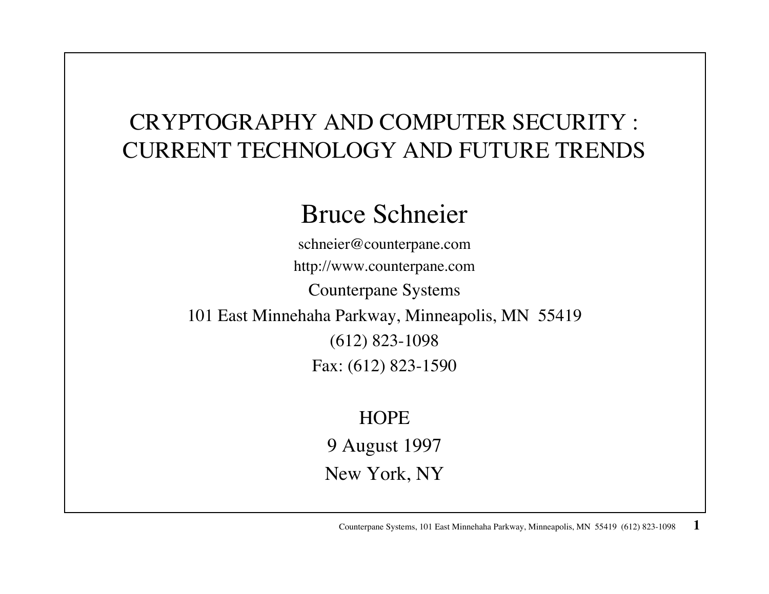# CRYPTOGRAPHY AND COMPUTER SECURITY : CURRENT TECHNOLOGY AND FUTURE TRENDS

## Bruce Schneier

schneier@counterpane.com

http://www.counterpane.com

Counterpane Systems

101 East Minnehaha Parkway, Minneapolis, MN 55419

(612) 823-1098

Fax: (612) 823-1590

HOPE

9 August 1997

New York, NY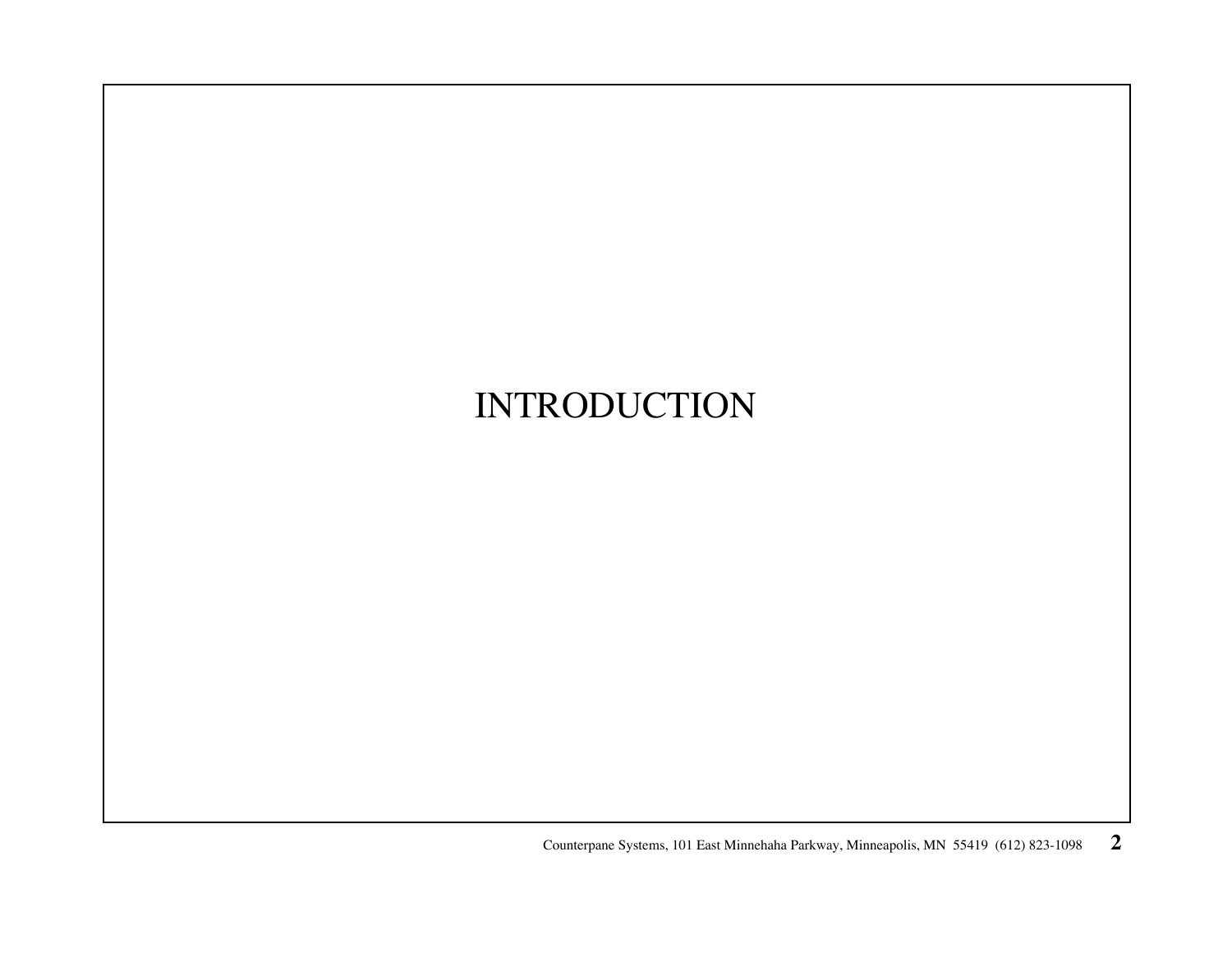# INTRODUCTION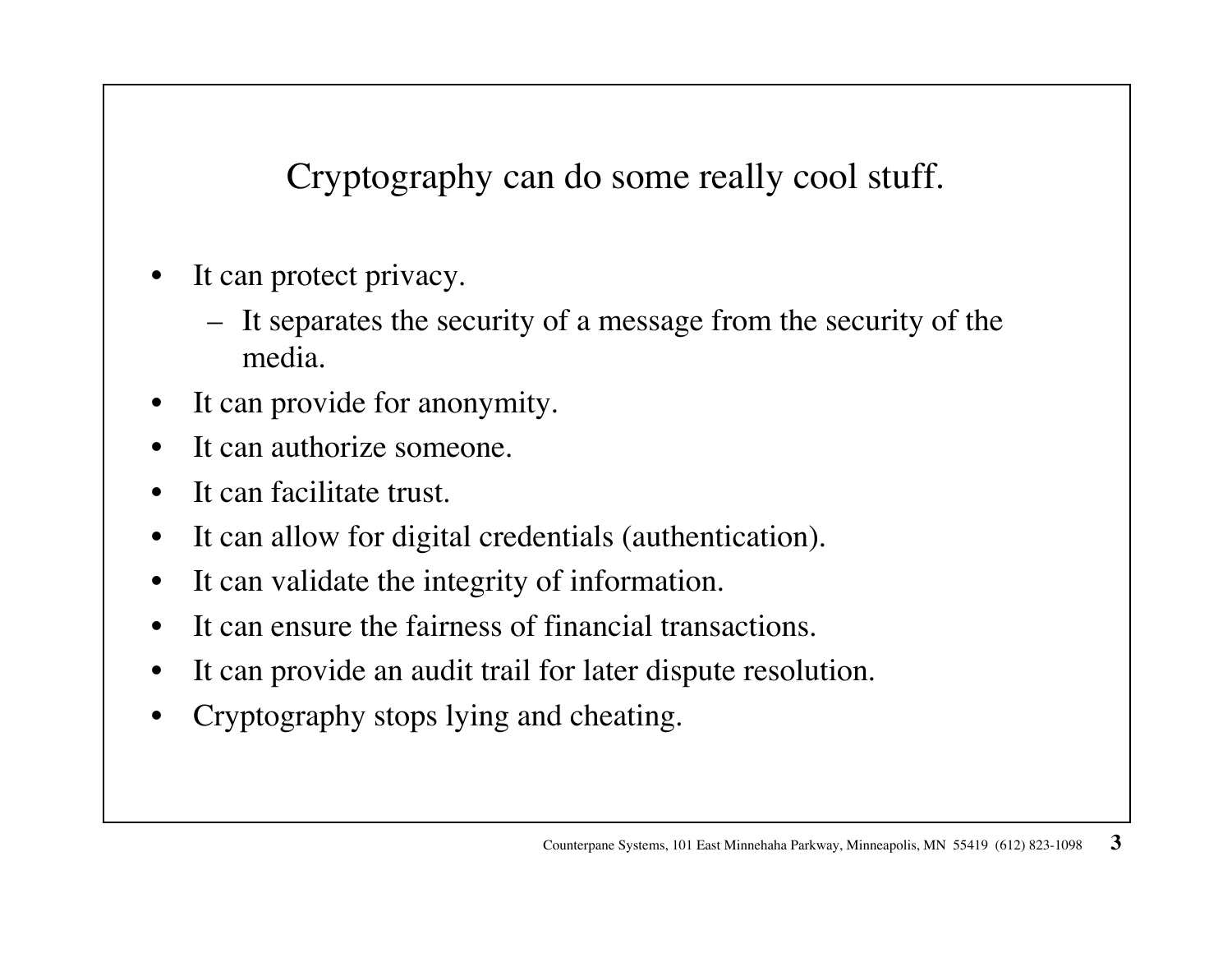# Cryptography can do some really cool stuff.

- It can protect privacy.
  - It separates the security of a message from the security of the media.
- It can provide for anonymity.
- It can authorize someone.
- It can facilitate trust.
- It can allow for digital credentials (authentication).
- It can validate the integrity of information.
- It can ensure the fairness of financial transactions.
- It can provide an audit trail for later dispute resolution.
- Cryptography stops lying and cheating.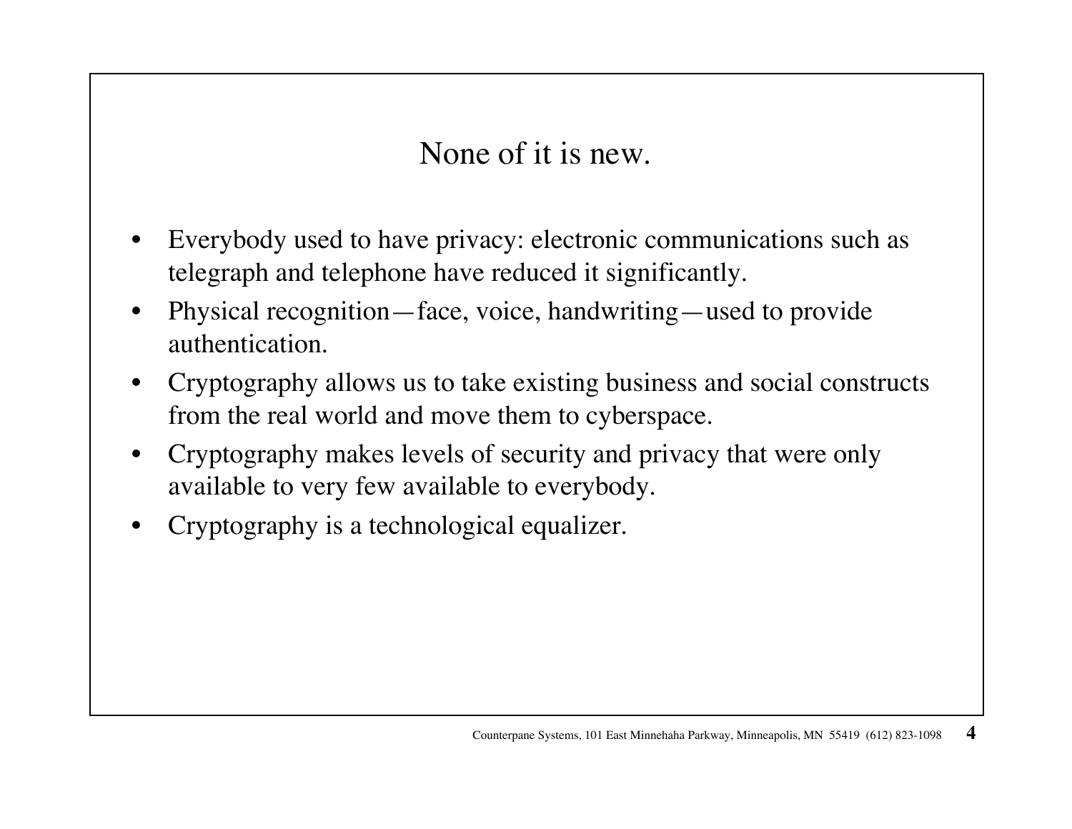## None of it is new.

- Everybody used to have privacy: electronic communications such as telegraph and telephone have reduced it significantly.
- Physical recognition—face, voice, handwriting—used to provide authentication.
- Cryptography allows us to take existing business and social constructs from the real world and move them to cyberspace.
- Cryptography makes levels of security and privacy that were only available to very few available to everybody.
- Cryptography is a technological equalizer.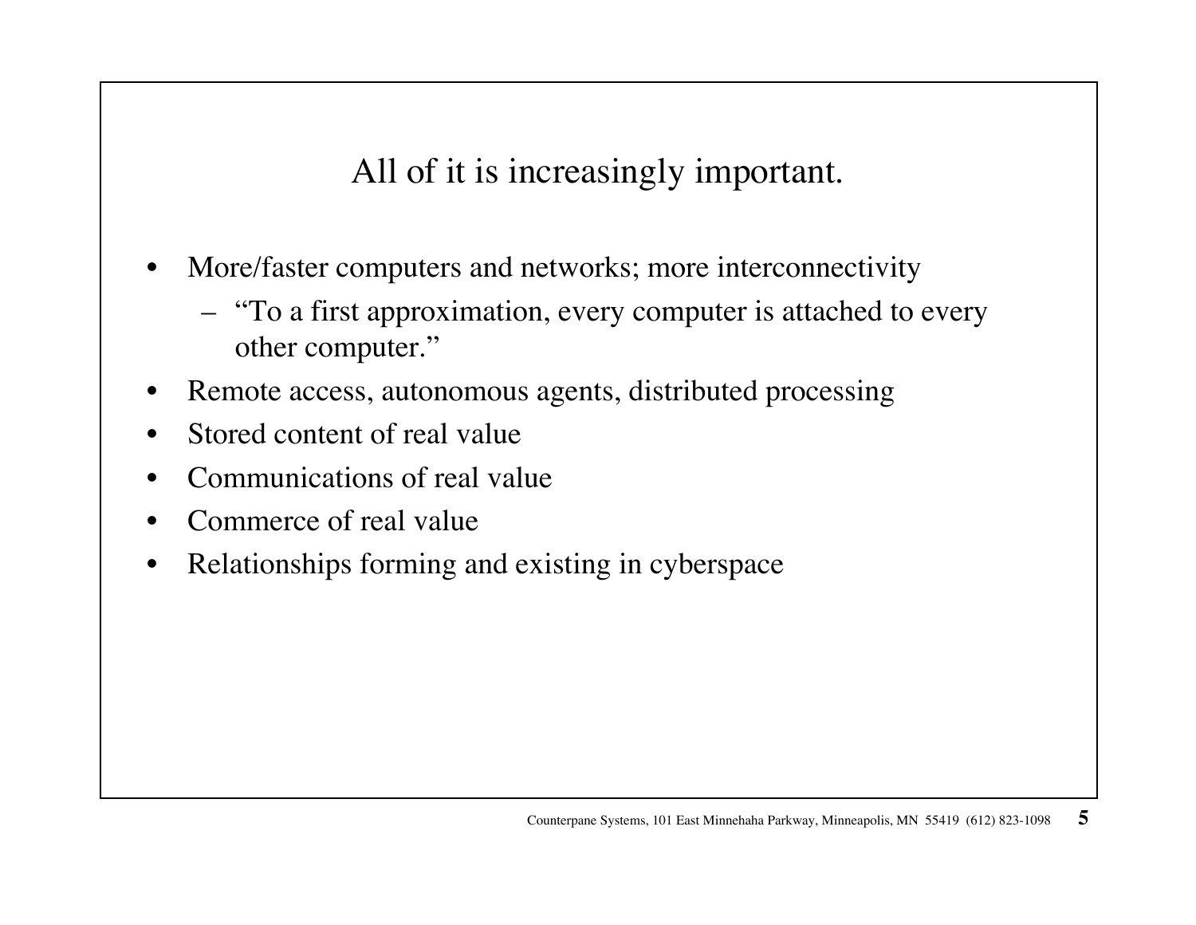# All of it is increasingly important.

- More/faster computers and networks; more interconnectivity
  - "To a first approximation, every computer is attached to every other computer."
- Remote access, autonomous agents, distributed processing
- Stored content of real value
- Communications of real value
- Commerce of real value
- Relationships forming and existing in cyberspace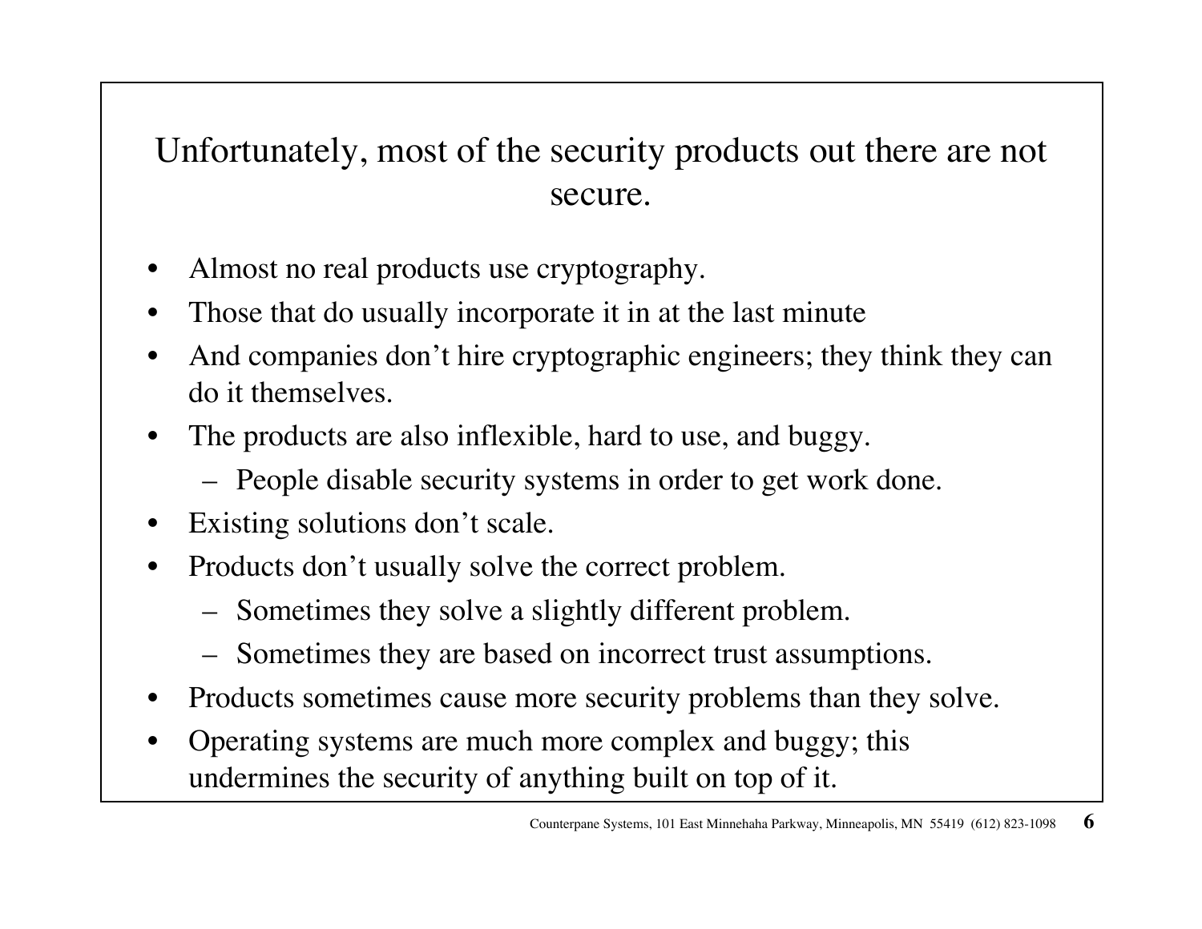## Unfortunately, most of the security products out there are not secure.

- Almost no real products use cryptography.
- Those that do usually incorporate it in at the last minute
- And companies don't hire cryptographic engineers; they think they can do it themselves.
- The products are also inflexible, hard to use, and buggy.
  - People disable security systems in order to get work done.
- Existing solutions don't scale.
- Products don't usually solve the correct problem.
  - Sometimes they solve a slightly different problem.
  - Sometimes they are based on incorrect trust assumptions.
- Products sometimes cause more security problems than they solve.
- Operating systems are much more complex and buggy; this undermines the security of anything built on top of it.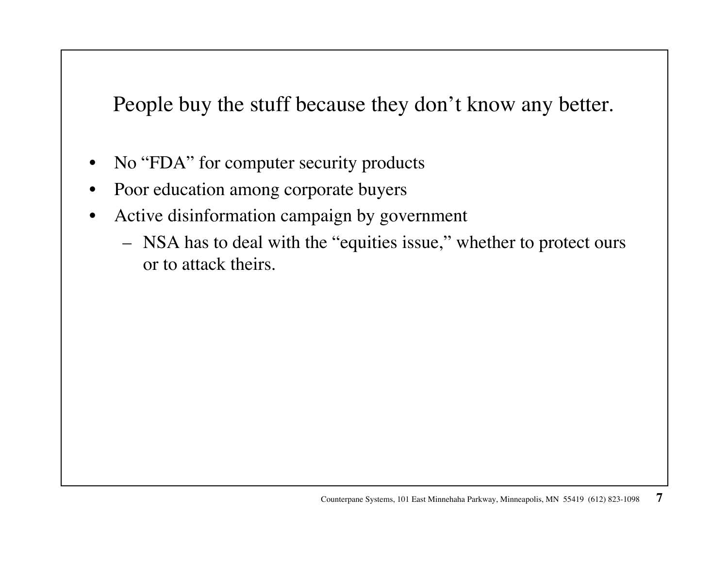## People buy the stuff because they don't know any better.

- No "FDA" for computer security products
- Poor education among corporate buyers
- Active disinformation campaign by government
  - NSA has to deal with the "equities issue," whether to protect ours or to attack theirs.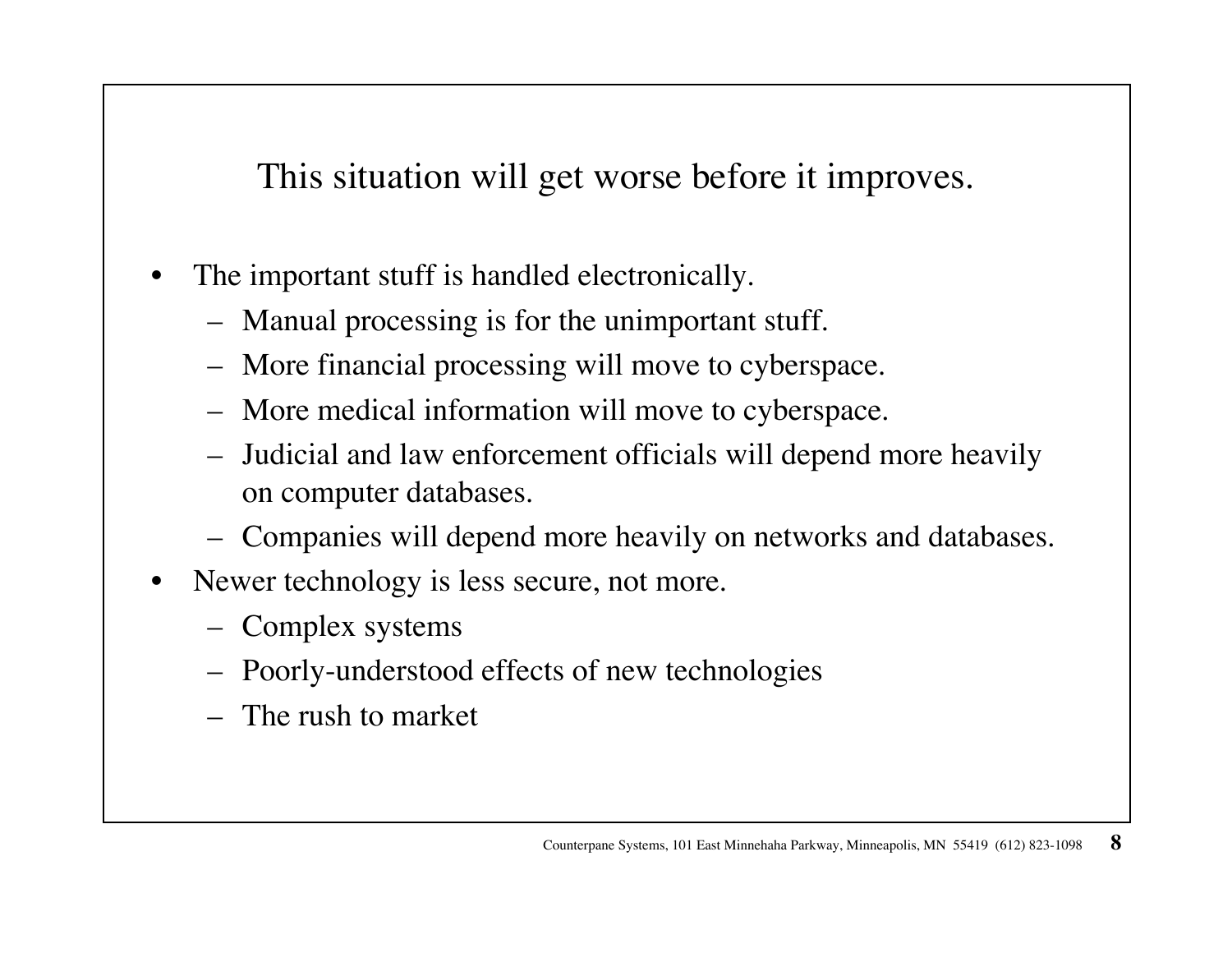## This situation will get worse before it improves.

- The important stuff is handled electronically.
  - Manual processing is for the unimportant stuff.
  - More financial processing will move to cyberspace.
  - More medical information will move to cyberspace.
  - Judicial and law enforcement officials will depend more heavily on computer databases.
  - Companies will depend more heavily on networks and databases.
- Newer technology is less secure, not more.
  - Complex systems
  - Poorly-understood effects of new technologies
  - The rush to market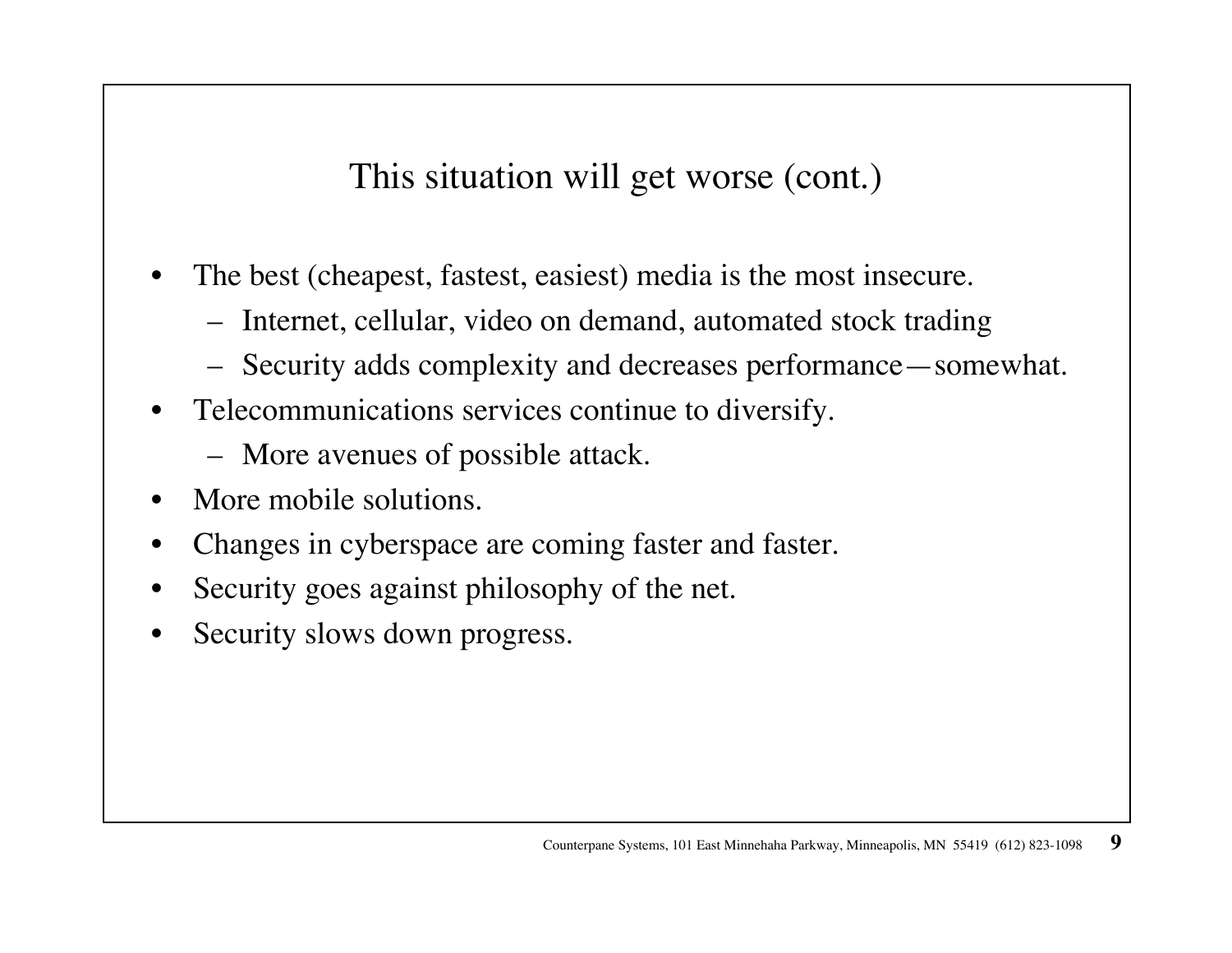## This situation will get worse (cont.)

- The best (cheapest, fastest, easiest) media is the most insecure.
  - Internet, cellular, video on demand, automated stock trading
  - Security adds complexity and decreases performance—somewhat.
- Telecommunications services continue to diversify.
  - More avenues of possible attack.
- More mobile solutions.
- Changes in cyberspace are coming faster and faster.
- Security goes against philosophy of the net.
- Security slows down progress.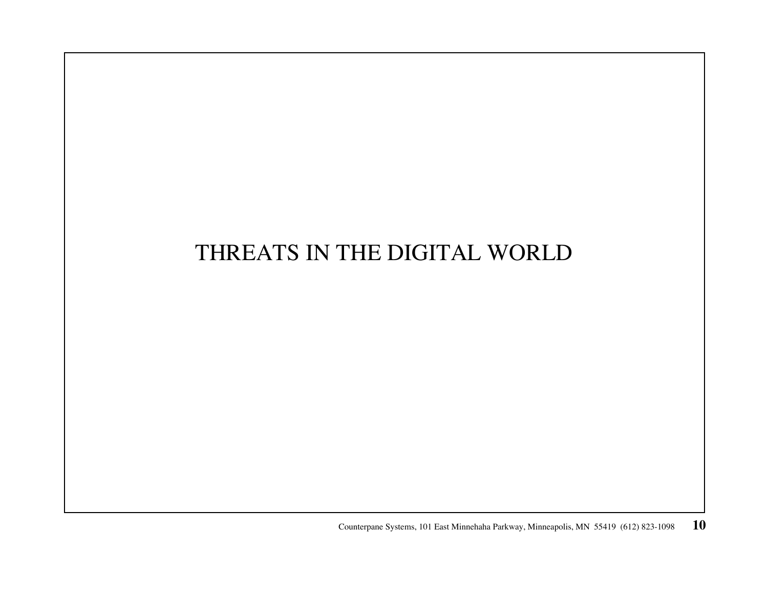# THREATS IN THE DIGITAL WORLD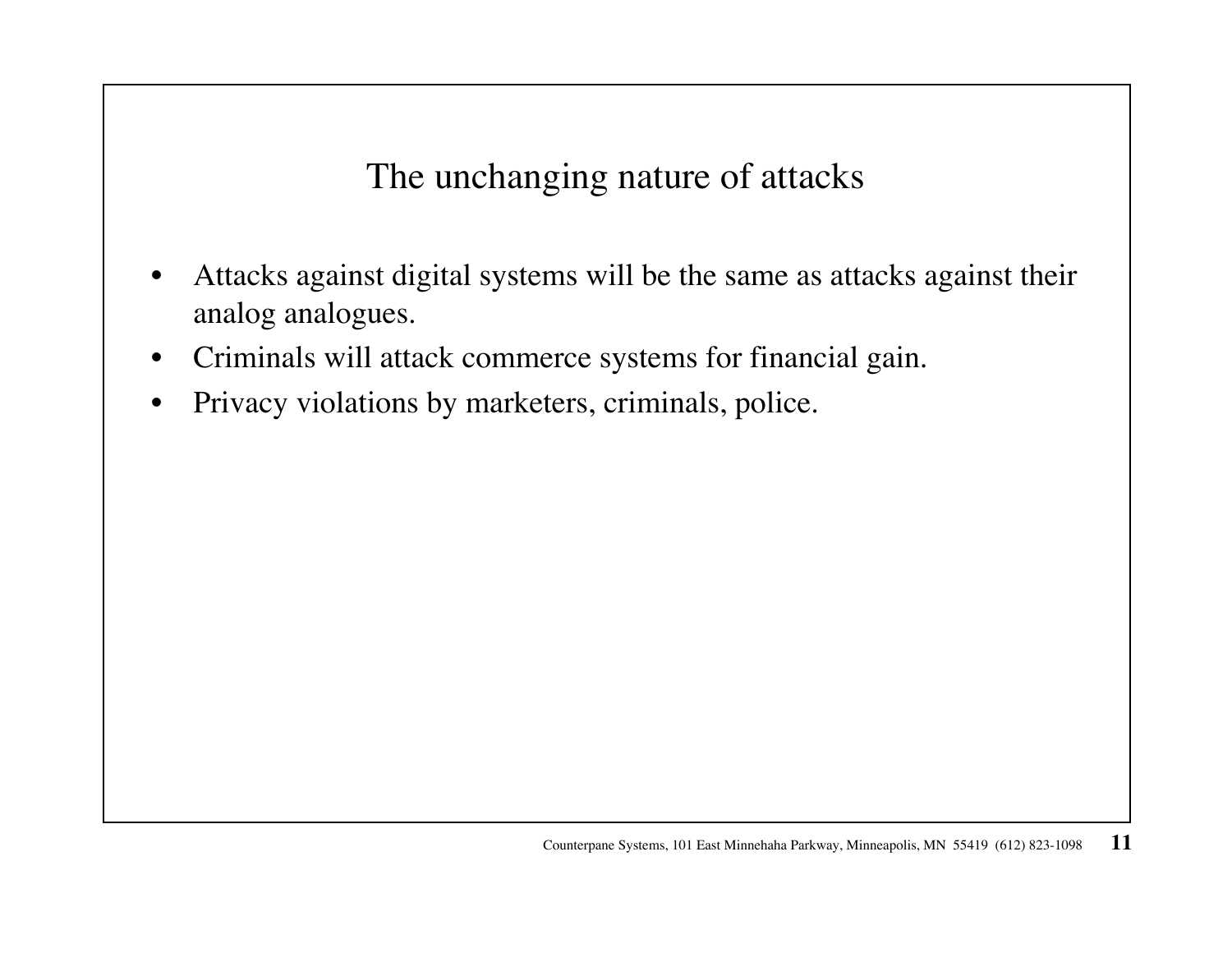# The unchanging nature of attacks

- Attacks against digital systems will be the same as attacks against their analog analogues.
- Criminals will attack commerce systems for financial gain.
- Privacy violations by marketers, criminals, police.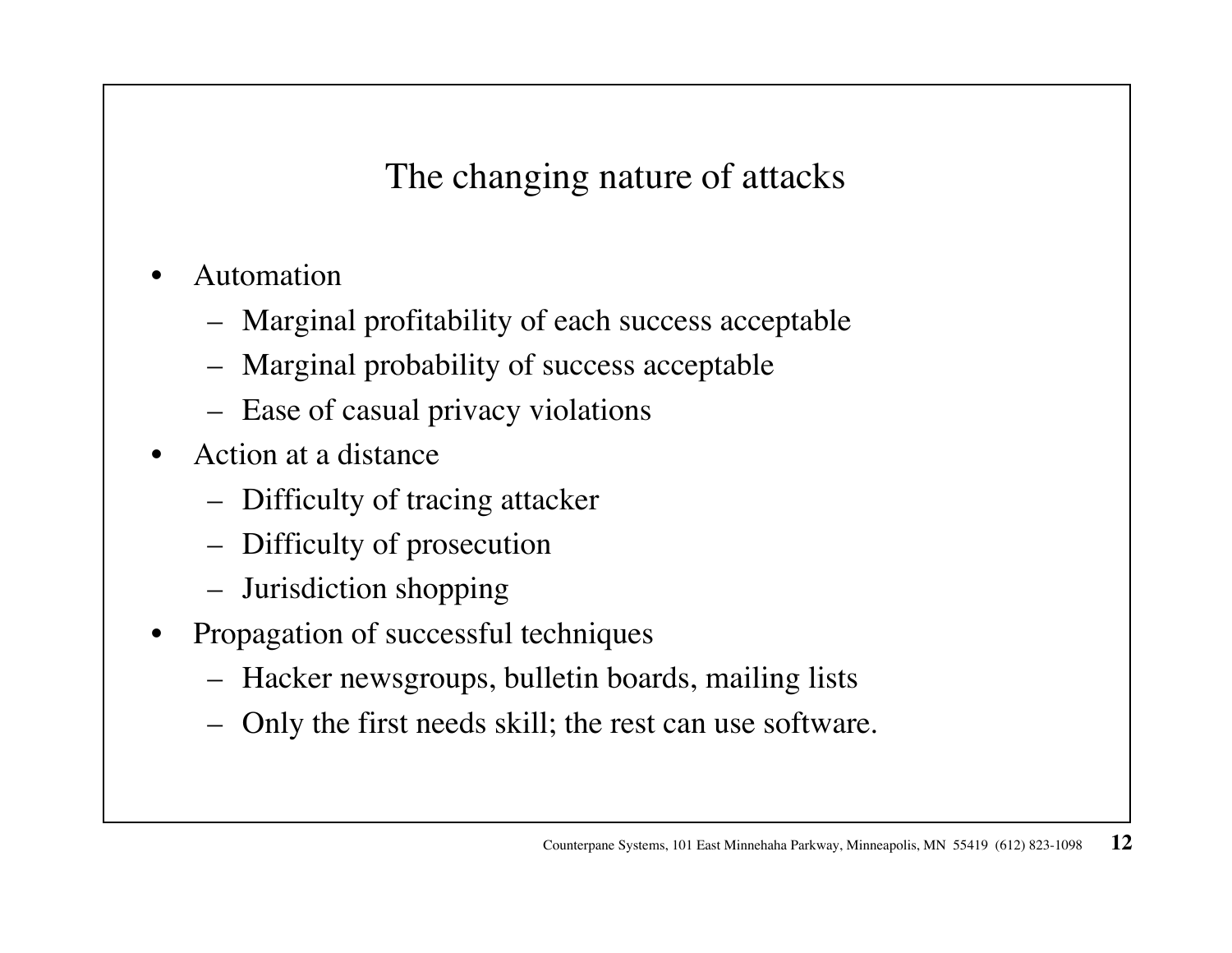# The changing nature of attacks

- Automation
  - Marginal profitability of each success acceptable
  - Marginal probability of success acceptable
  - Ease of casual privacy violations
- Action at a distance
  - Difficulty of tracing attacker
  - Difficulty of prosecution
  - Jurisdiction shopping
- Propagation of successful techniques
  - Hacker newsgroups, bulletin boards, mailing lists
  - Only the first needs skill; the rest can use software.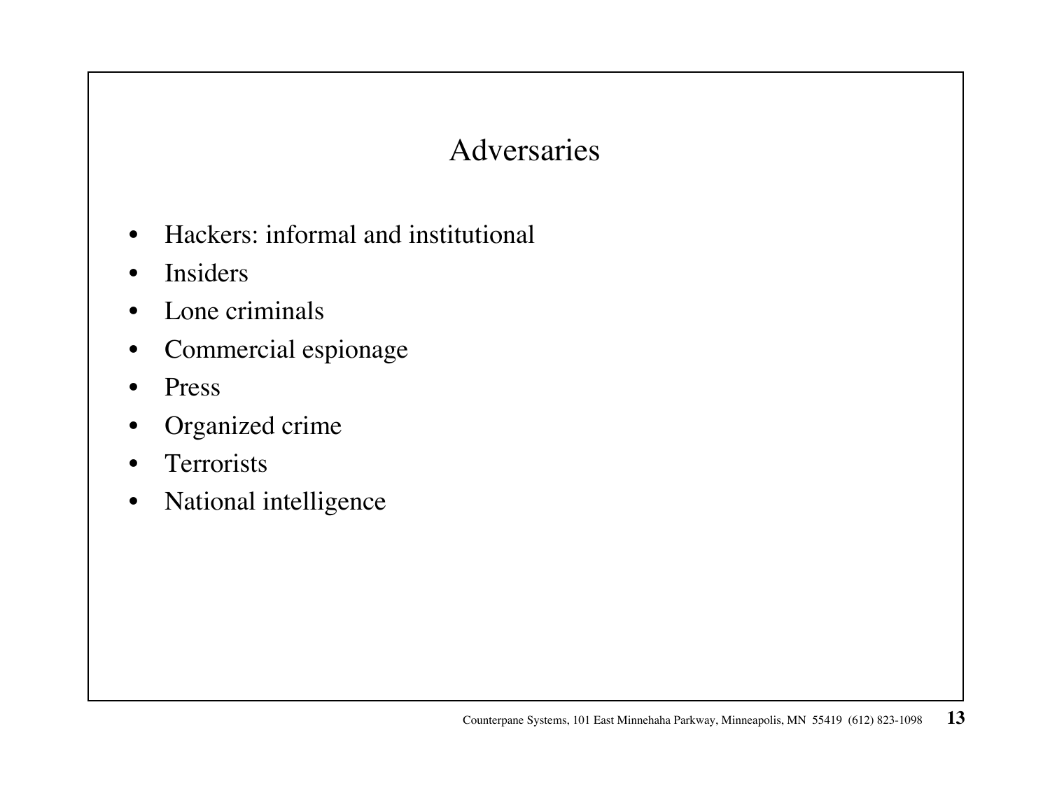# Adversaries

- Hackers: informal and institutional
- Insiders
- Lone criminals
- Commercial espionage
- Press
- Organized crime
- Terrorists
- National intelligence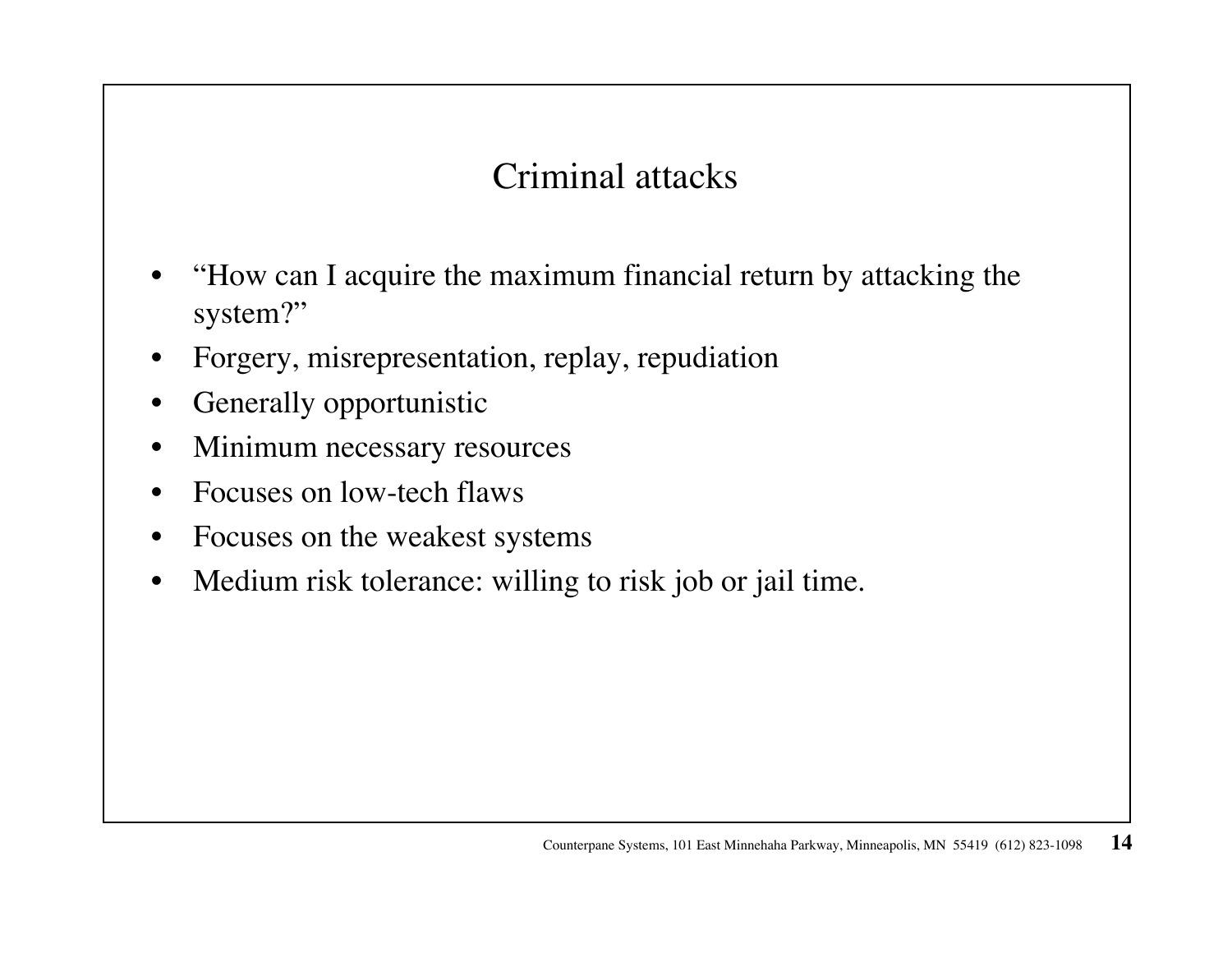# Criminal attacks

- "How can I acquire the maximum financial return by attacking the system?"
- Forgery, misrepresentation, replay, repudiation
- Generally opportunistic
- Minimum necessary resources
- Focuses on low-tech flaws
- Focuses on the weakest systems
- Medium risk tolerance: willing to risk job or jail time.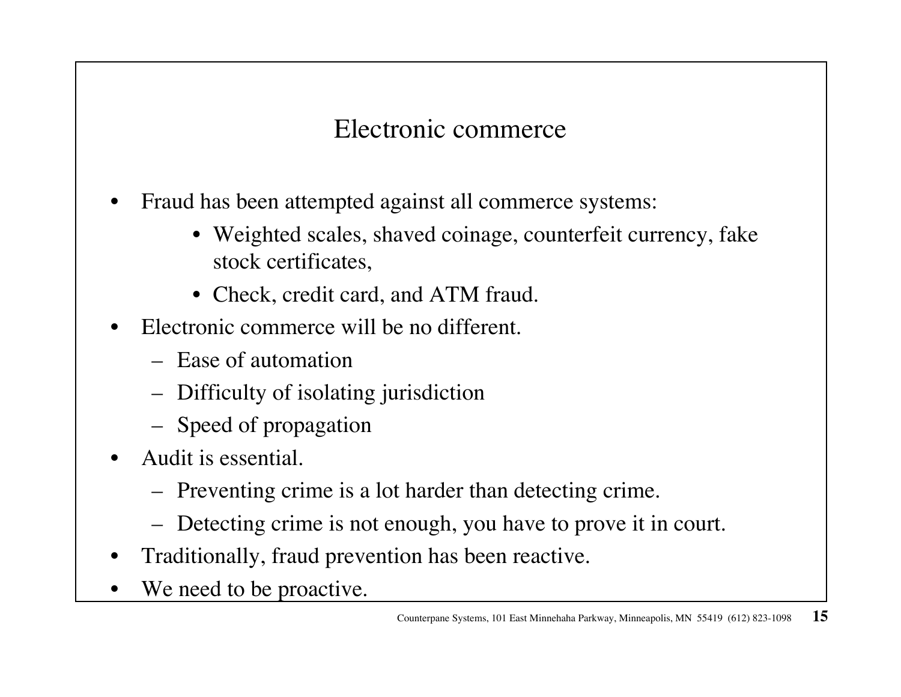## Electronic commerce

- Fraud has been attempted against all commerce systems:
    - Weighted scales, shaved coinage, counterfeit currency, fake stock certificates,
    - Check, credit card, and ATM fraud.
- Electronic commerce will be no different.
    - Ease of automation
    - Difficulty of isolating jurisdiction
    - Speed of propagation
- Audit is essential.
    - Preventing crime is a lot harder than detecting crime.
    - Detecting crime is not enough, you have to prove it in court.
- Traditionally, fraud prevention has been reactive.
- We need to be proactive.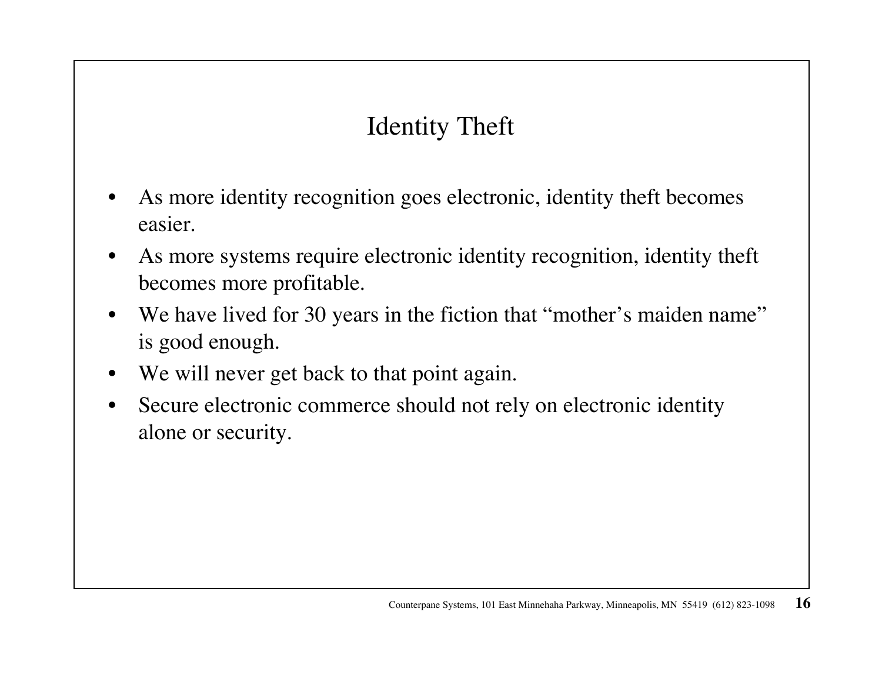## Identity Theft

- As more identity recognition goes electronic, identity theft becomes easier.
- As more systems require electronic identity recognition, identity theft becomes more profitable.
- We have lived for 30 years in the fiction that "mother's maiden name" is good enough.
- We will never get back to that point again.
- Secure electronic commerce should not rely on electronic identity alone or security.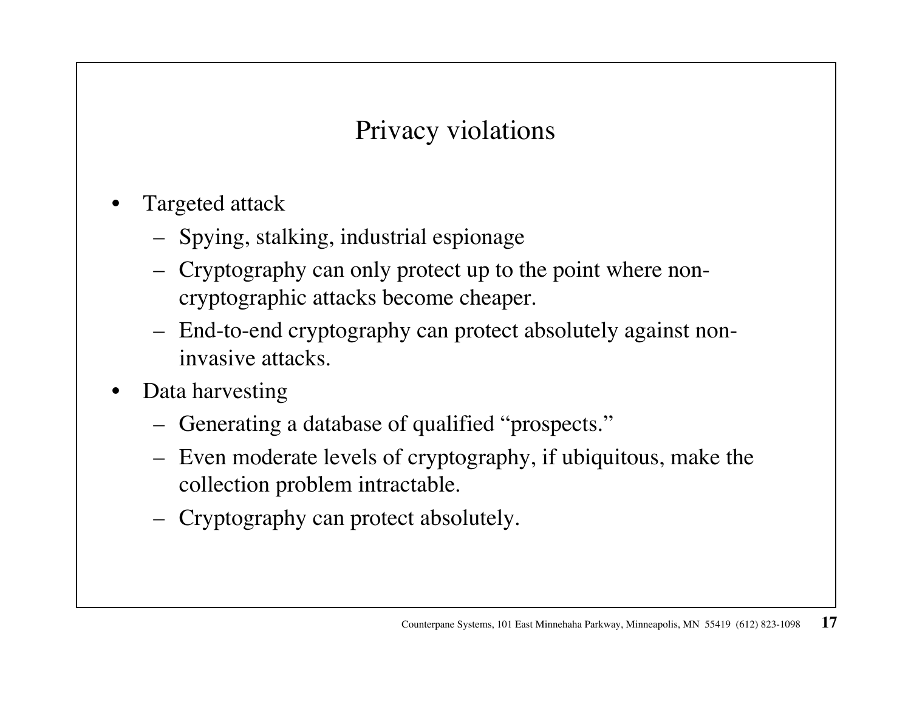## Privacy violations

- Targeted attack
  - Spying, stalking, industrial espionage
  - Cryptography can only protect up to the point where non-cryptographic attacks become cheaper.
  - End-to-end cryptography can protect absolutely against non-invasive attacks.
- Data harvesting
  - Generating a database of qualified "prospects."
  - Even moderate levels of cryptography, if ubiquitous, make the collection problem intractable.
  - Cryptography can protect absolutely.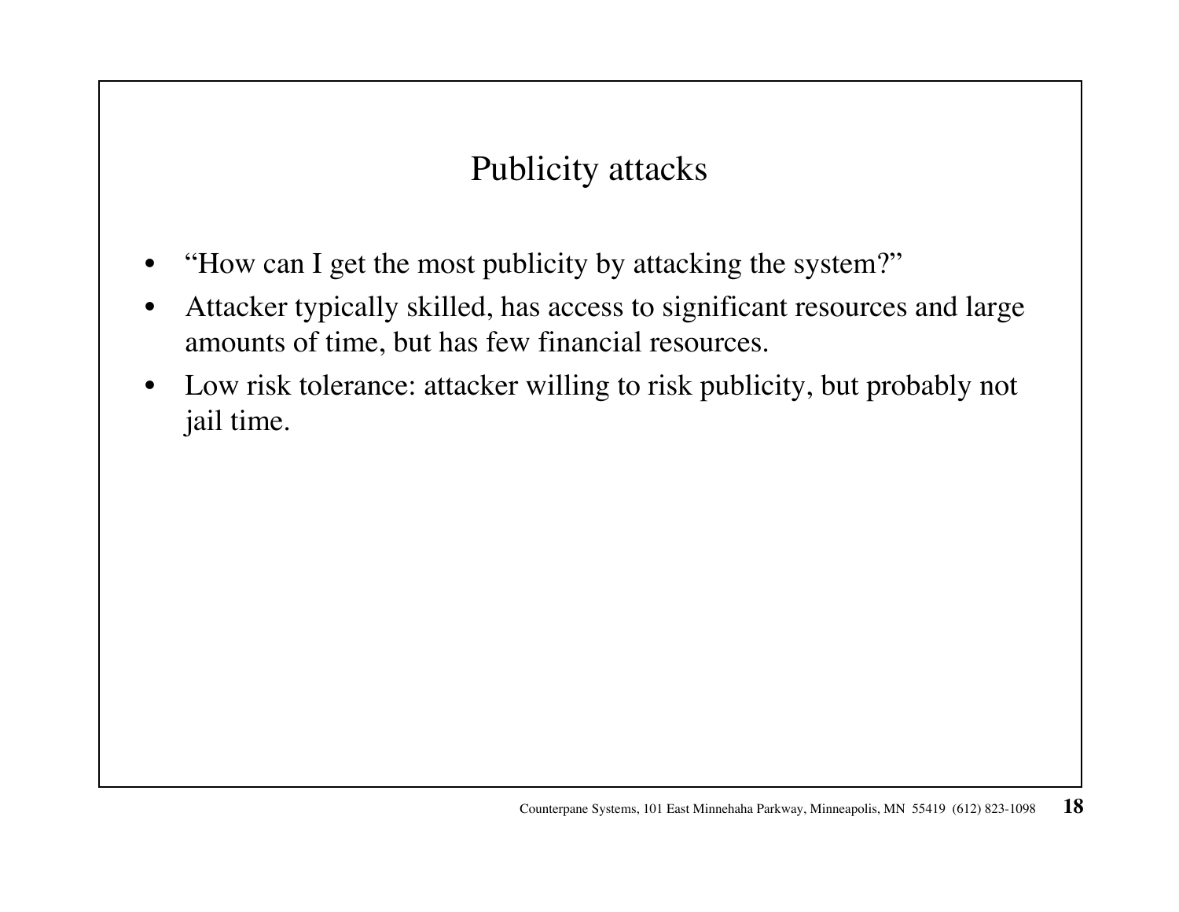# Publicity attacks

- "How can I get the most publicity by attacking the system?"
- Attacker typically skilled, has access to significant resources and large amounts of time, but has few financial resources.
- Low risk tolerance: attacker willing to risk publicity, but probably not jail time.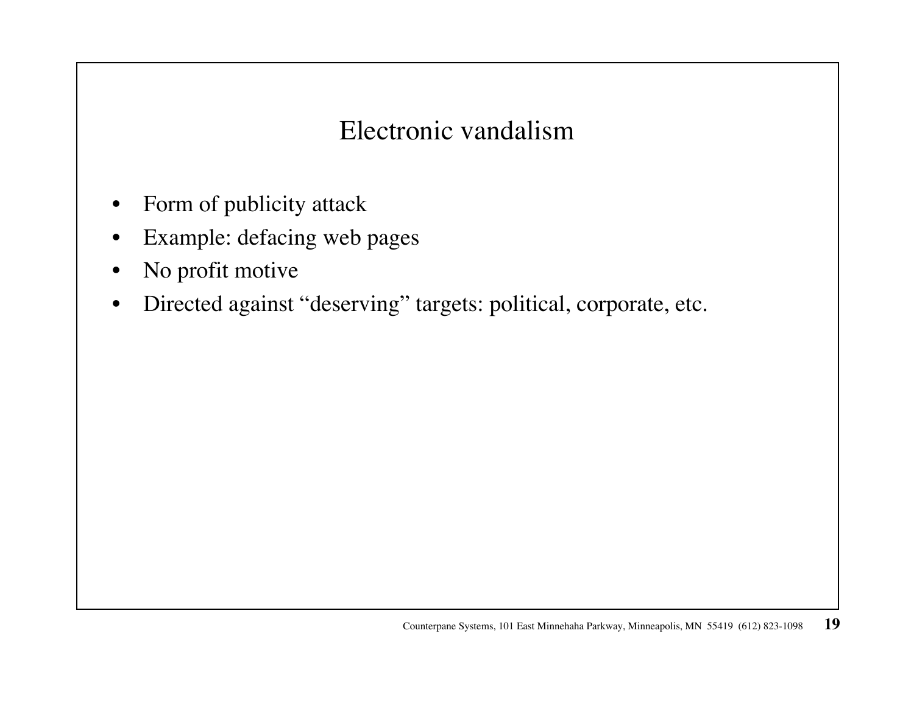# Electronic vandalism

- Form of publicity attack
- Example: defacing web pages
- No profit motive
- Directed against "deserving" targets: political, corporate, etc.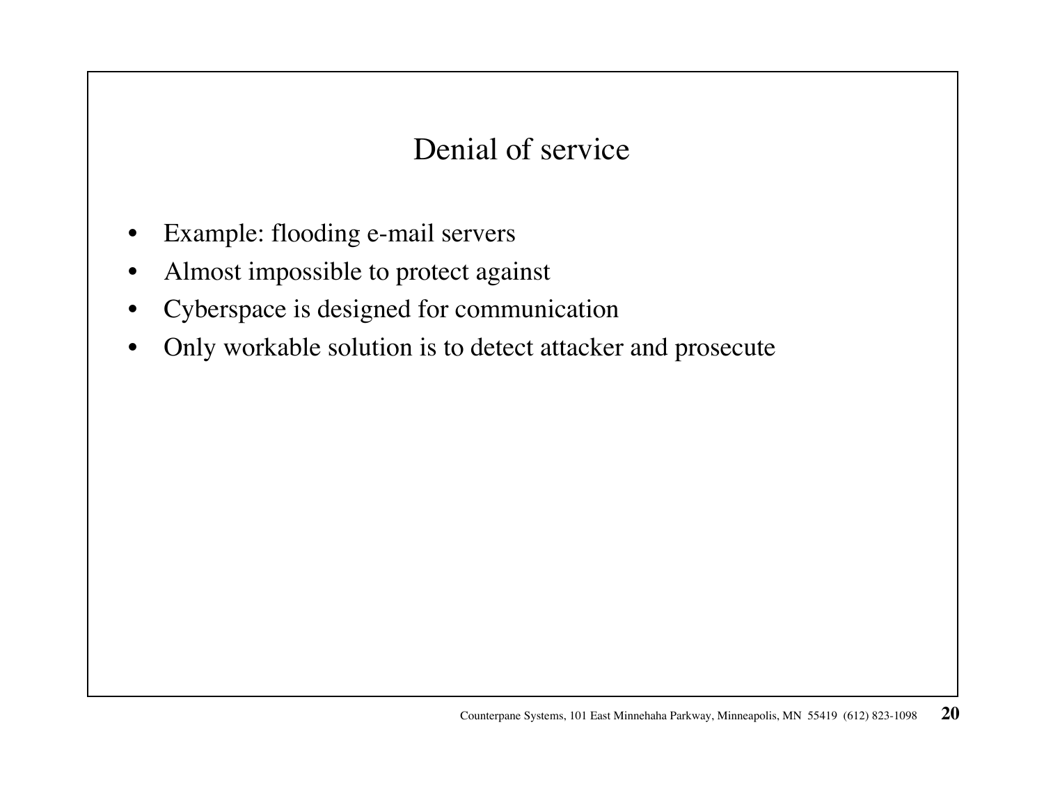## Denial of service

- Example: flooding e-mail servers
- Almost impossible to protect against
- Cyberspace is designed for communication
- Only workable solution is to detect attacker and prosecute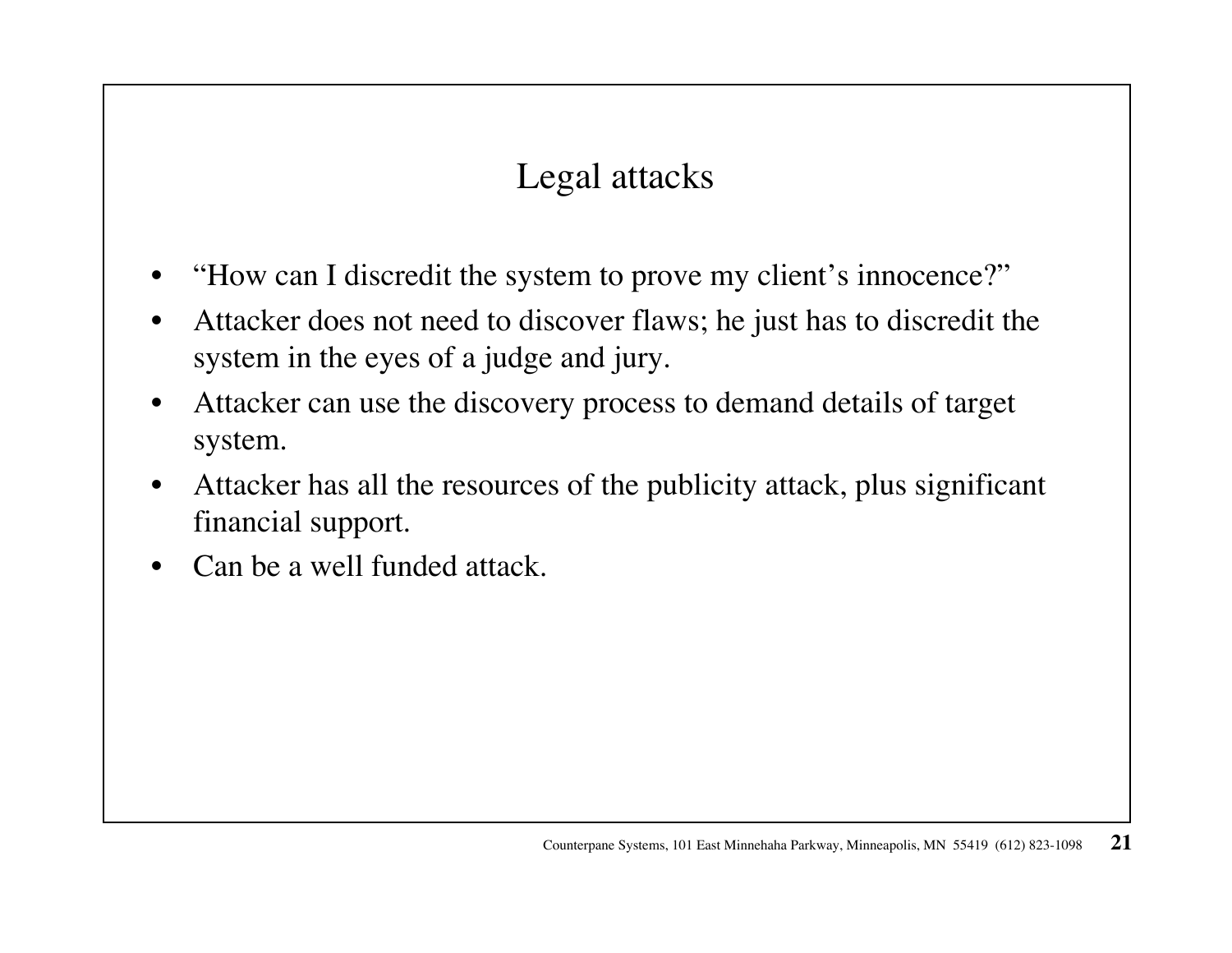## Legal attacks

- "How can I discredit the system to prove my client's innocence?"
- Attacker does not need to discover flaws; he just has to discredit the system in the eyes of a judge and jury.
- Attacker can use the discovery process to demand details of target system.
- Attacker has all the resources of the publicity attack, plus significant financial support.
- Can be a well funded attack.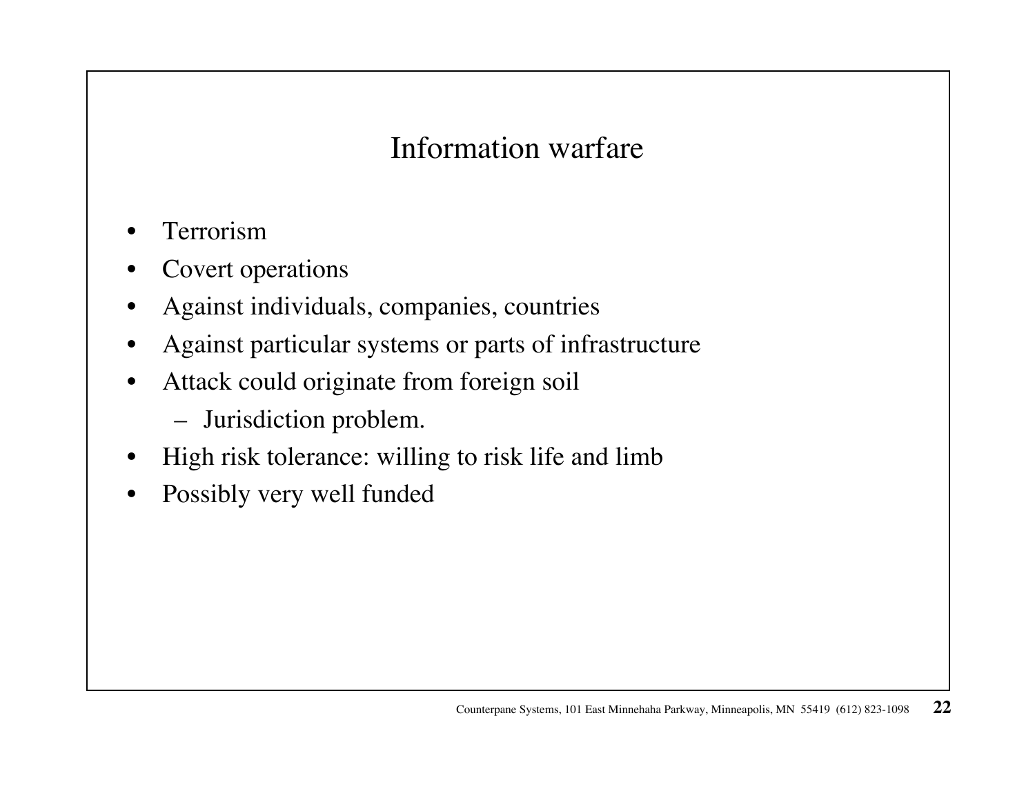# Information warfare

- Terrorism
- Covert operations
- Against individuals, companies, countries
- Against particular systems or parts of infrastructure
- Attack could originate from foreign soil
  - Jurisdiction problem.
- High risk tolerance: willing to risk life and limb
- Possibly very well funded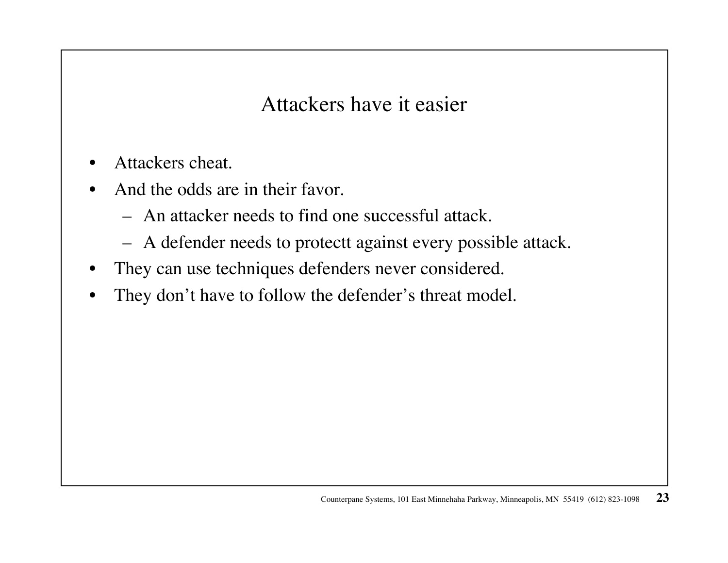# Attackers have it easier

- Attackers cheat.
- And the odds are in their favor.
  - An attacker needs to find one successful attack.
  - A defender needs to protectt against every possible attack.
- They can use techniques defenders never considered.
- They don't have to follow the defender's threat model.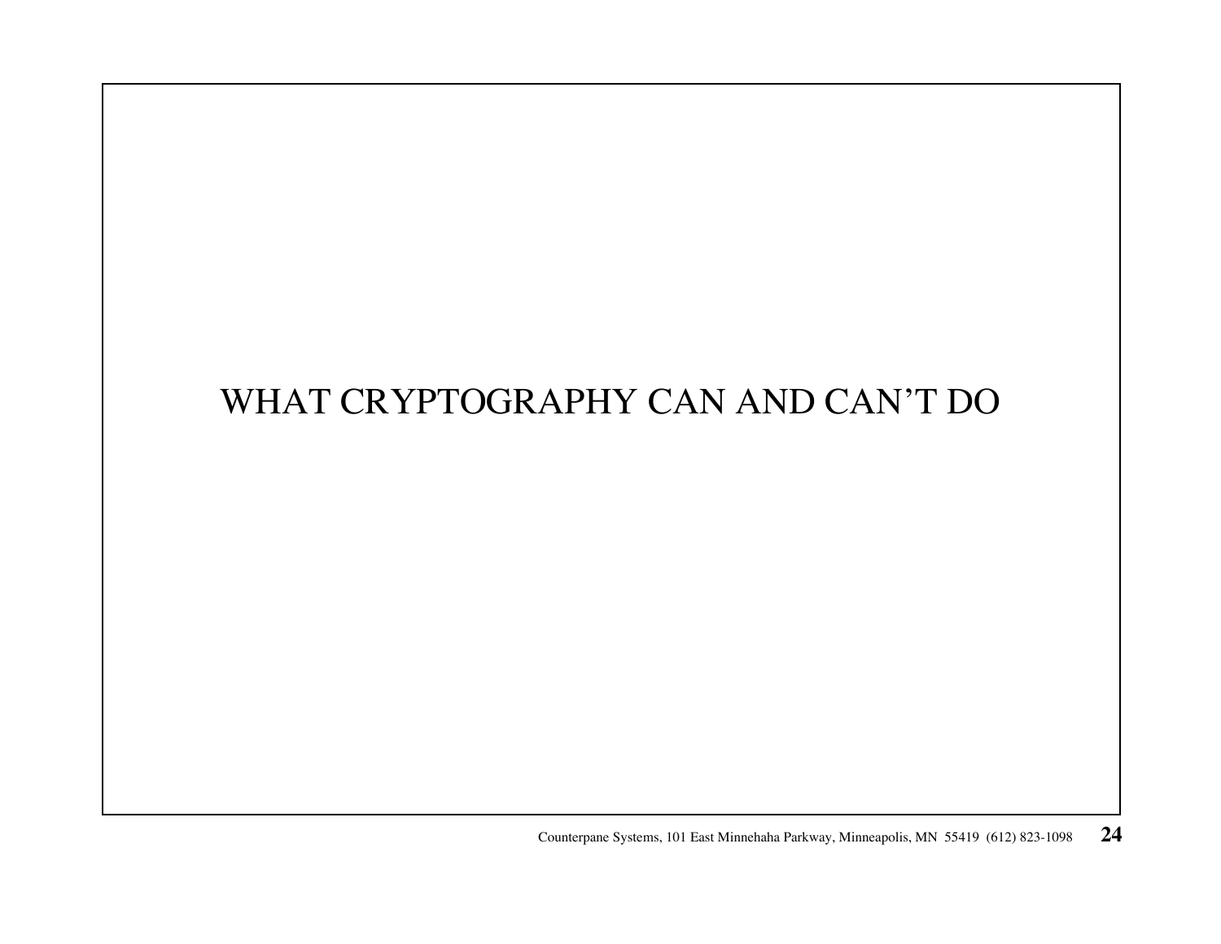# WHAT CRYPTOGRAPHY CAN AND CAN'T DO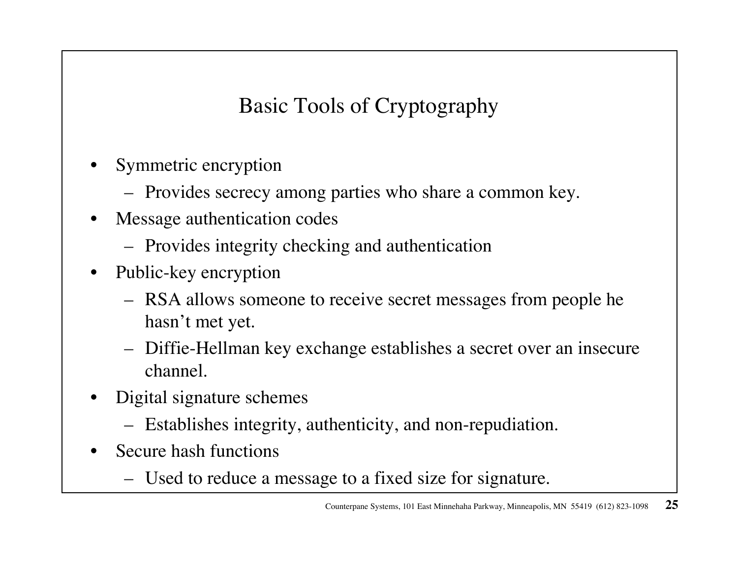# Basic Tools of Cryptography

- Symmetric encryption
  - Provides secrecy among parties who share a common key.
- Message authentication codes
  - Provides integrity checking and authentication
- Public-key encryption
  - RSA allows someone to receive secret messages from people he hasn't met yet.
  - Diffie-Hellman key exchange establishes a secret over an insecure channel.
- Digital signature schemes
  - Establishes integrity, authenticity, and non-repudiation.
- Secure hash functions
  - Used to reduce a message to a fixed size for signature.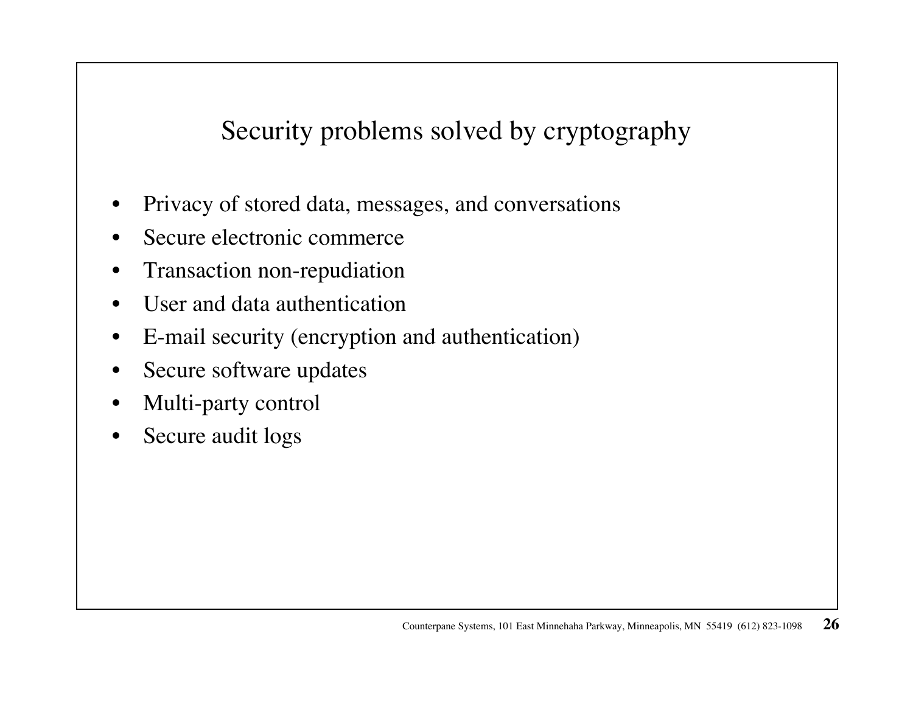# Security problems solved by cryptography

- Privacy of stored data, messages, and conversations
- Secure electronic commerce
- Transaction non-repudiation
- User and data authentication
- E-mail security (encryption and authentication)
- Secure software updates
- Multi-party control
- Secure audit logs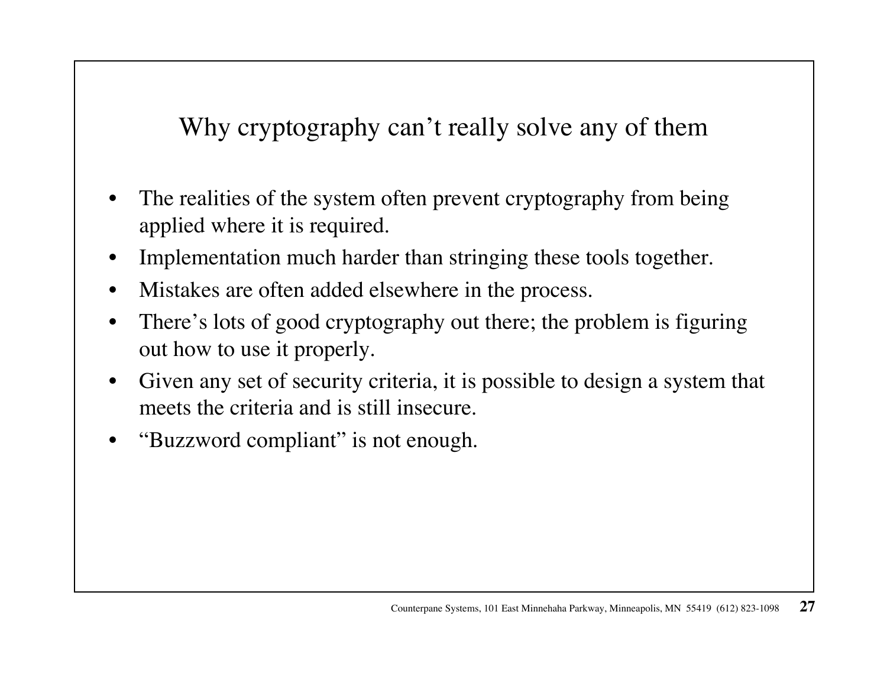## Why cryptography can't really solve any of them

- The realities of the system often prevent cryptography from being applied where it is required.
- Implementation much harder than stringing these tools together.
- Mistakes are often added elsewhere in the process.
- There's lots of good cryptography out there; the problem is figuring out how to use it properly.
- Given any set of security criteria, it is possible to design a system that meets the criteria and is still insecure.
- "Buzzword compliant" is not enough.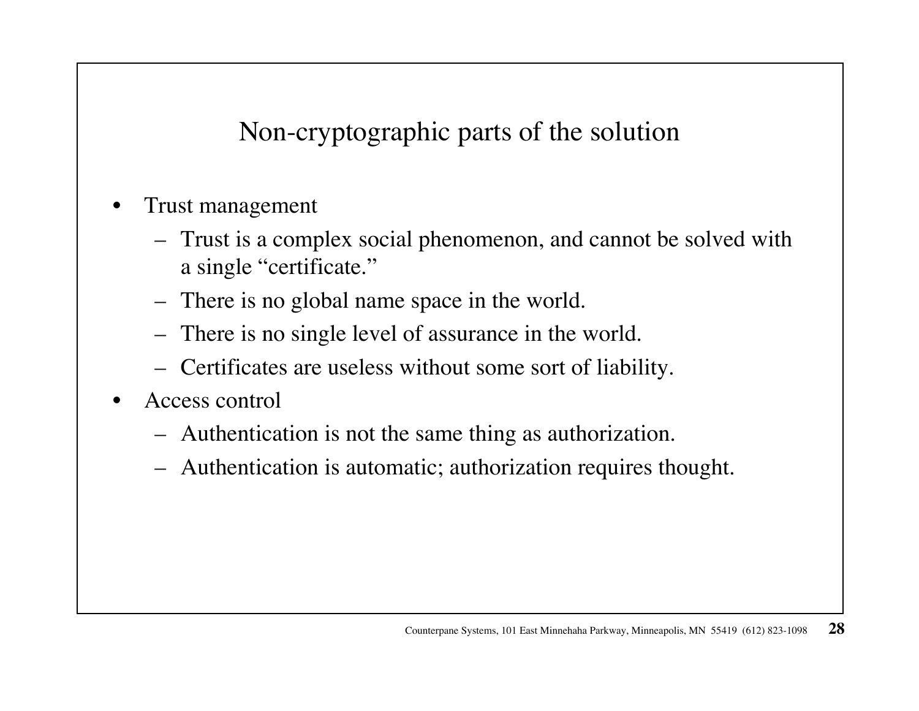## Non-cryptographic parts of the solution

- Trust management
  - Trust is a complex social phenomenon, and cannot be solved with a single "certificate."
  - There is no global name space in the world.
  - There is no single level of assurance in the world.
  - Certificates are useless without some sort of liability.
- Access control
  - Authentication is not the same thing as authorization.
  - Authentication is automatic; authorization requires thought.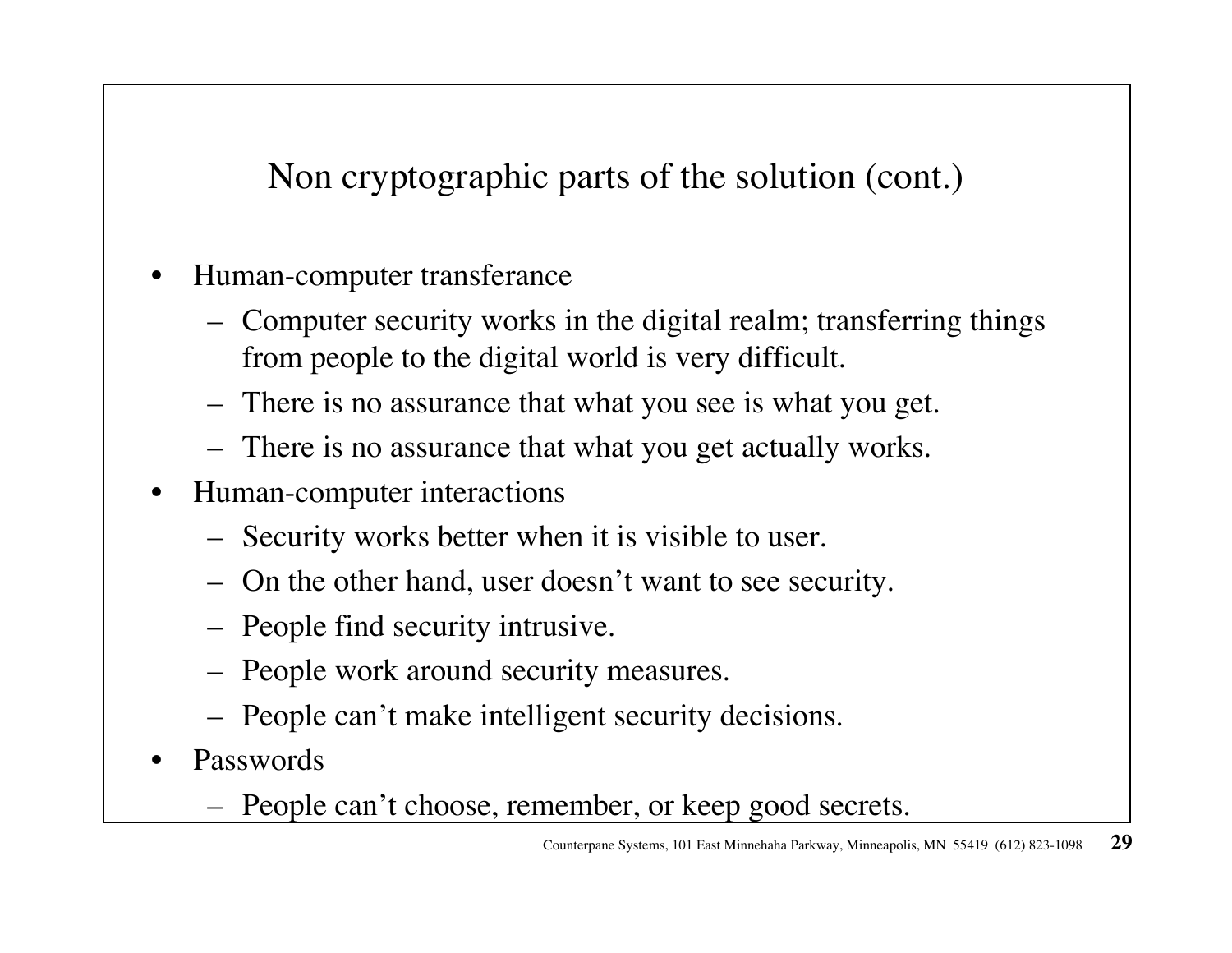## Non cryptographic parts of the solution (cont.)

- Human-computer transferance
  - Computer security works in the digital realm; transferring things from people to the digital world is very difficult.
  - There is no assurance that what you see is what you get.
  - There is no assurance that what you get actually works.
- Human-computer interactions
  - Security works better when it is visible to user.
  - On the other hand, user doesn't want to see security.
  - People find security intrusive.
  - People work around security measures.
  - People can't make intelligent security decisions.
- Passwords
  - People can't choose, remember, or keep good secrets.

Counterpane Systems, 101 East Minnehaha Parkway, Minneapolis, MN 55419 (612) 823-1098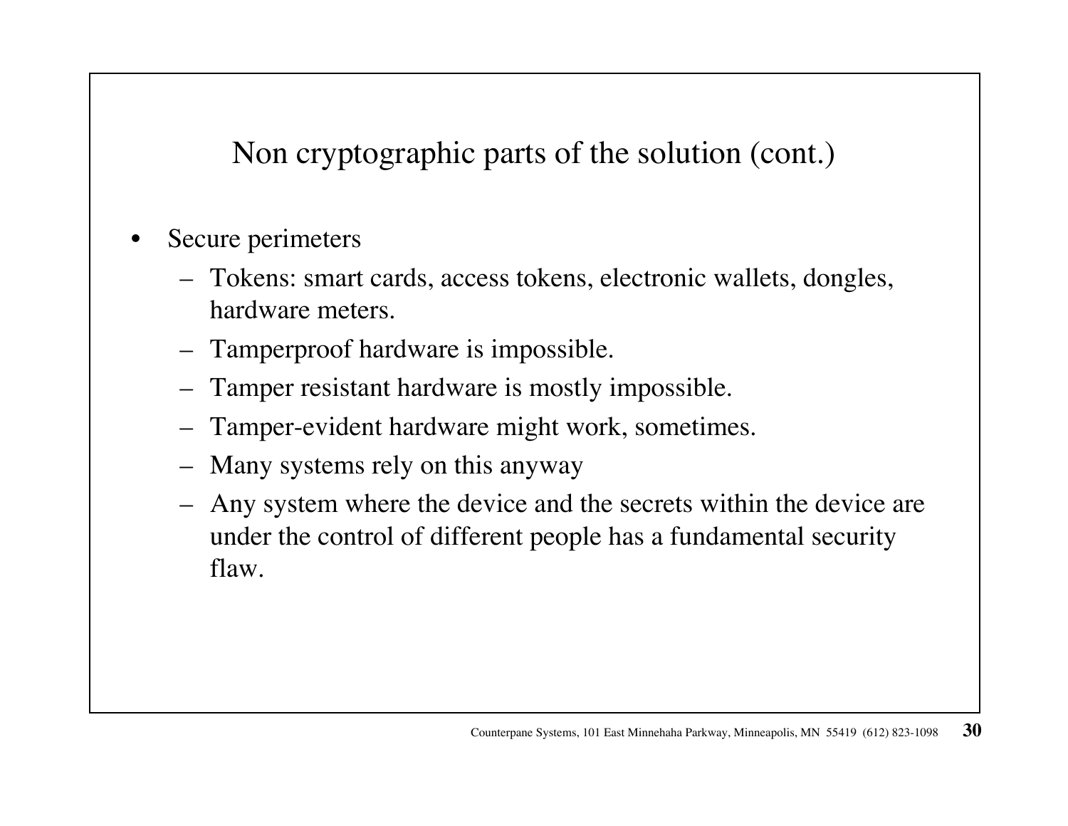## Non cryptographic parts of the solution (cont.)

- Secure perimeters
  - Tokens: smart cards, access tokens, electronic wallets, dongles, hardware meters.
  - Tamperproof hardware is impossible.
  - Tamper resistant hardware is mostly impossible.
  - Tamper-evident hardware might work, sometimes.
  - Many systems rely on this anyway
  - Any system where the device and the secrets within the device are under the control of different people has a fundamental security flaw.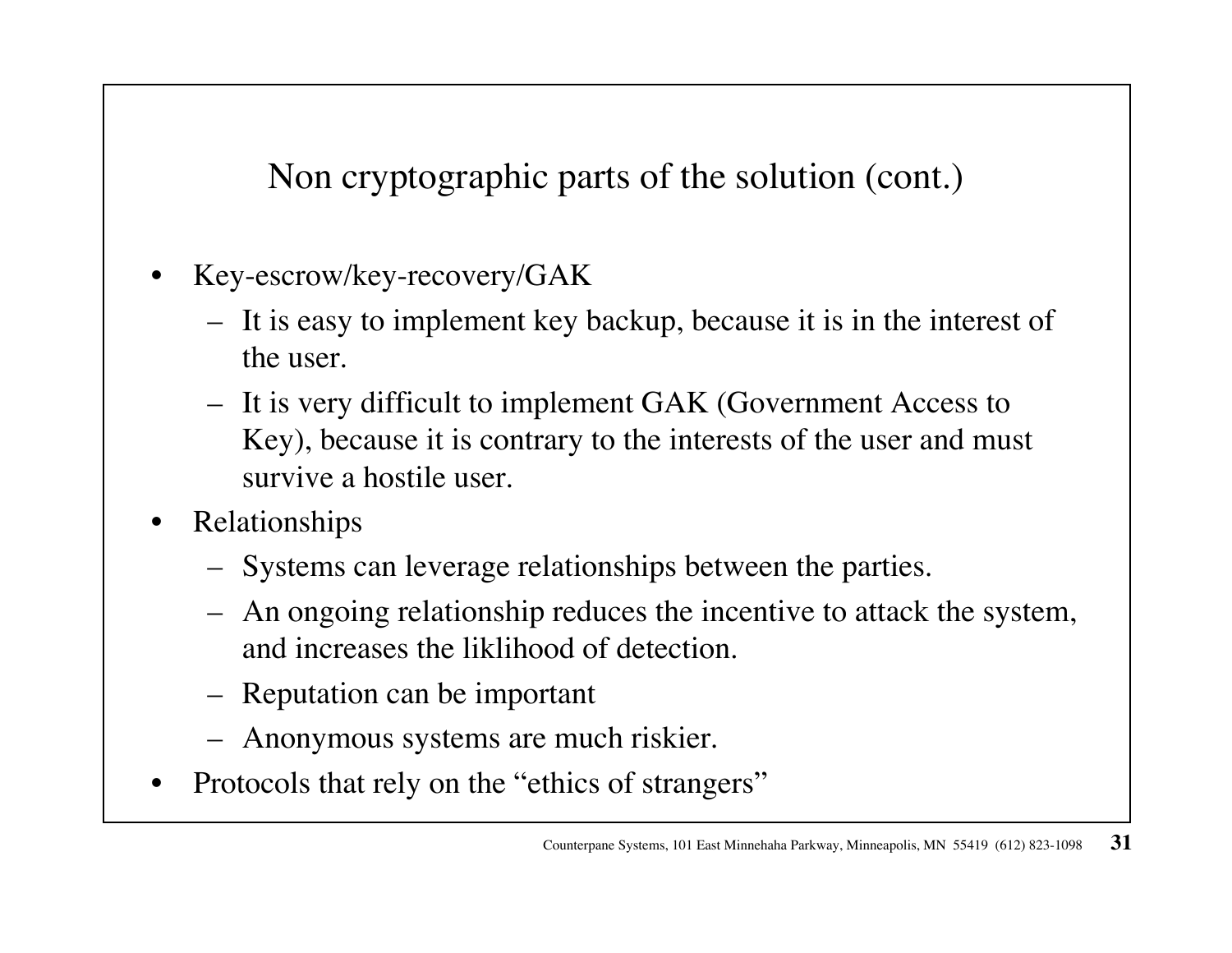## Non cryptographic parts of the solution (cont.)

- Key-escrow/key-recovery/GAK
  - It is easy to implement key backup, because it is in the interest of the user.
  - It is very difficult to implement GAK (Government Access to Key), because it is contrary to the interests of the user and must survive a hostile user.
- Relationships
  - Systems can leverage relationships between the parties.
  - An ongoing relationship reduces the incentive to attack the system, and increases the liklihood of detection.
  - Reputation can be important
  - Anonymous systems are much riskier.
- Protocols that rely on the "ethics of strangers"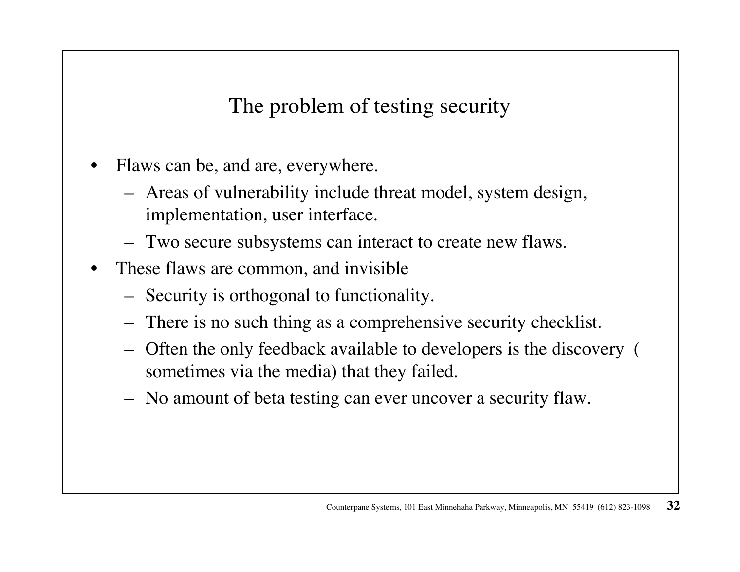# The problem of testing security

- Flaws can be, and are, everywhere.
  - Areas of vulnerability include threat model, system design, implementation, user interface.
  - Two secure subsystems can interact to create new flaws.
- These flaws are common, and invisible
  - Security is orthogonal to functionality.
  - There is no such thing as a comprehensive security checklist.
  - Often the only feedback available to developers is the discovery ( sometimes via the media) that they failed.
  - No amount of beta testing can ever uncover a security flaw.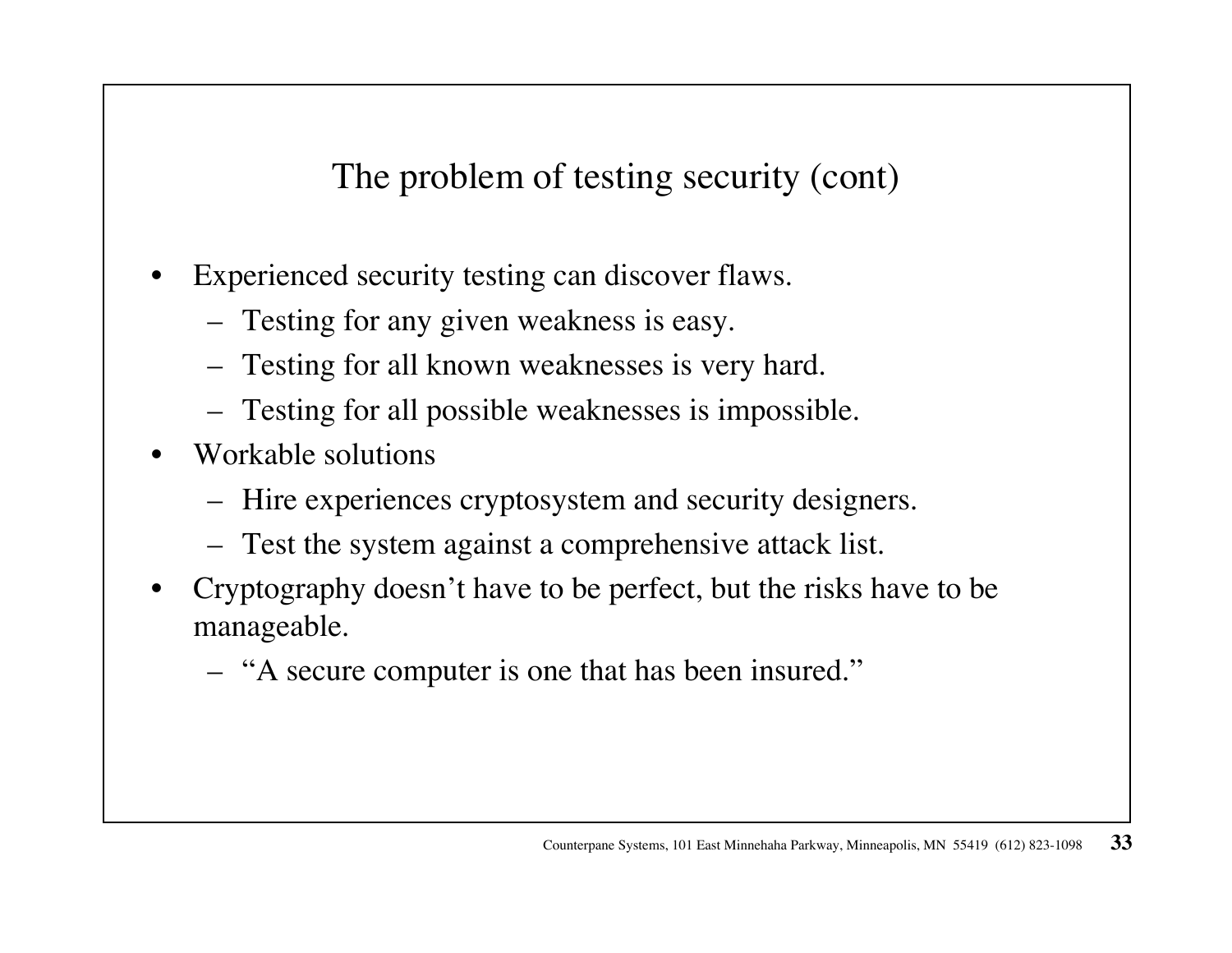## The problem of testing security (cont)

- Experienced security testing can discover flaws.
  - Testing for any given weakness is easy.
  - Testing for all known weaknesses is very hard.
  - Testing for all possible weaknesses is impossible.
- Workable solutions
  - Hire experiences cryptosystem and security designers.
  - Test the system against a comprehensive attack list.
- Cryptography doesn't have to be perfect, but the risks have to be manageable.
  - "A secure computer is one that has been insured."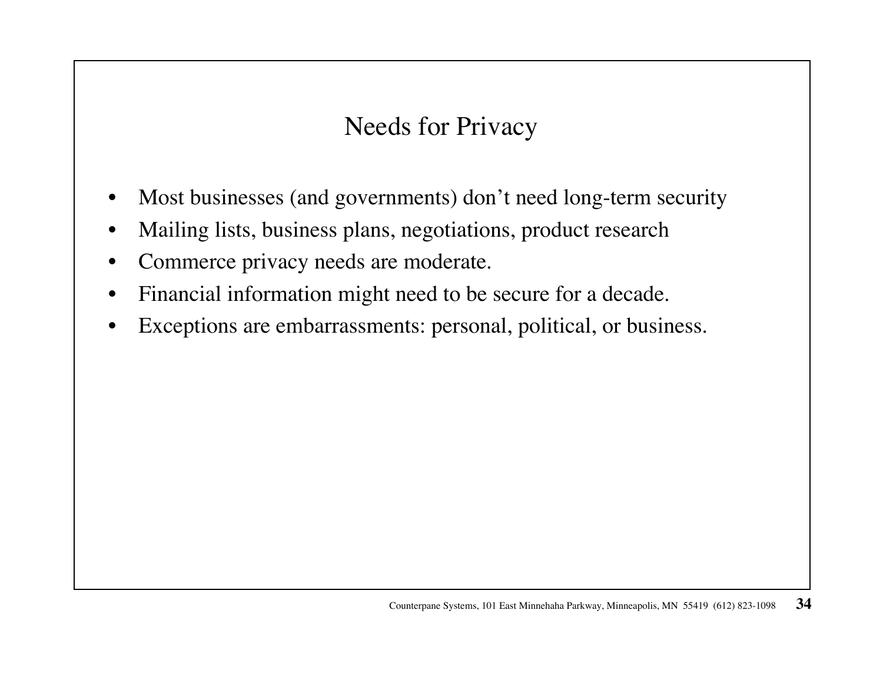# Needs for Privacy

- Most businesses (and governments) don’t need long-term security
- Mailing lists, business plans, negotiations, product research
- Commerce privacy needs are moderate.
- Financial information might need to be secure for a decade.
- Exceptions are embarrassments: personal, political, or business.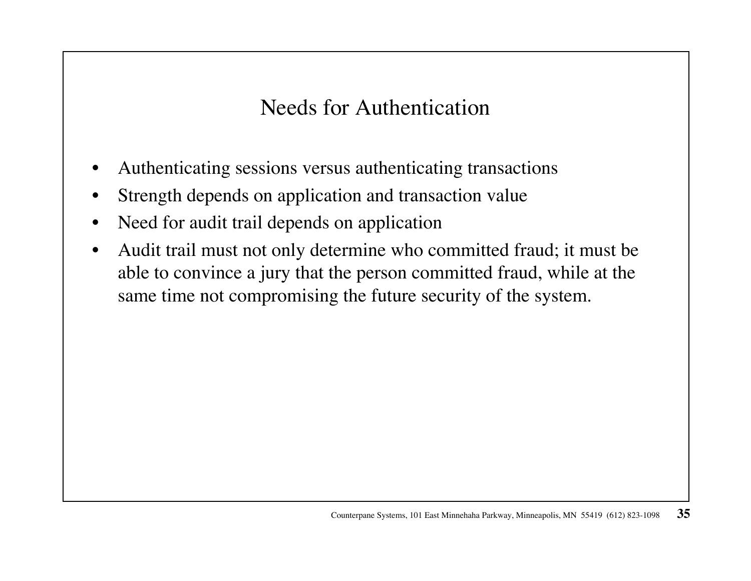# Needs for Authentication

- Authenticating sessions versus authenticating transactions
- Strength depends on application and transaction value
- Need for audit trail depends on application
- Audit trail must not only determine who committed fraud; it must be able to convince a jury that the person committed fraud, while at the same time not compromising the future security of the system.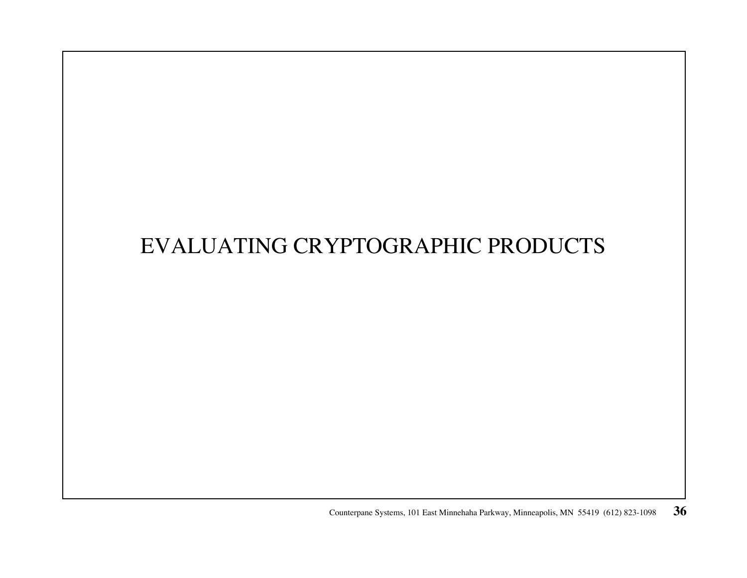# EVALUATING CRYPTOGRAPHIC PRODUCTS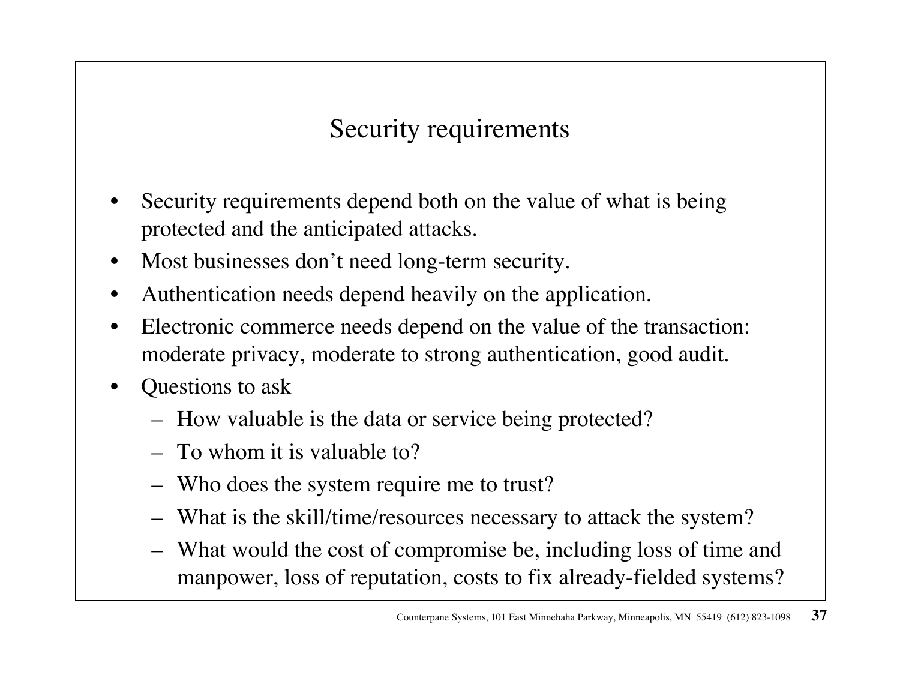## Security requirements

- Security requirements depend both on the value of what is being protected and the anticipated attacks.
- Most businesses don't need long-term security.
- Authentication needs depend heavily on the application.
- Electronic commerce needs depend on the value of the transaction: moderate privacy, moderate to strong authentication, good audit.
- Questions to ask
  - How valuable is the data or service being protected?
  - To whom it is valuable to?
  - Who does the system require me to trust?
  - What is the skill/time/resources necessary to attack the system?
  - What would the cost of compromise be, including loss of time and manpower, loss of reputation, costs to fix already-fielded systems?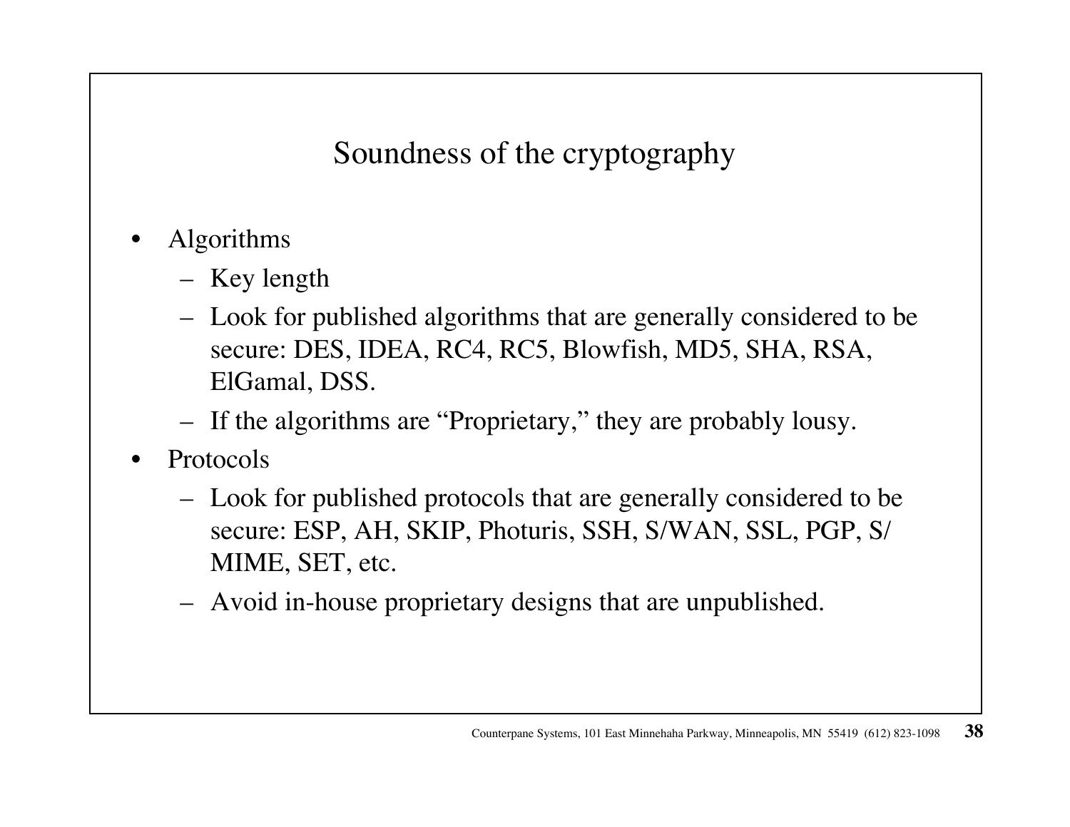# Soundness of the cryptography

- Algorithms
  - Key length
  - Look for published algorithms that are generally considered to be secure: DES, IDEA, RC4, RC5, Blowfish, MD5, SHA, RSA, ElGamal, DSS.
  - If the algorithms are "Proprietary," they are probably lousy.
- Protocols
  - Look for published protocols that are generally considered to be secure: ESP, AH, SKIP, Photuris, SSH, S/WAN, SSL, PGP, S/MIME, SET, etc.
  - Avoid in-house proprietary designs that are unpublished.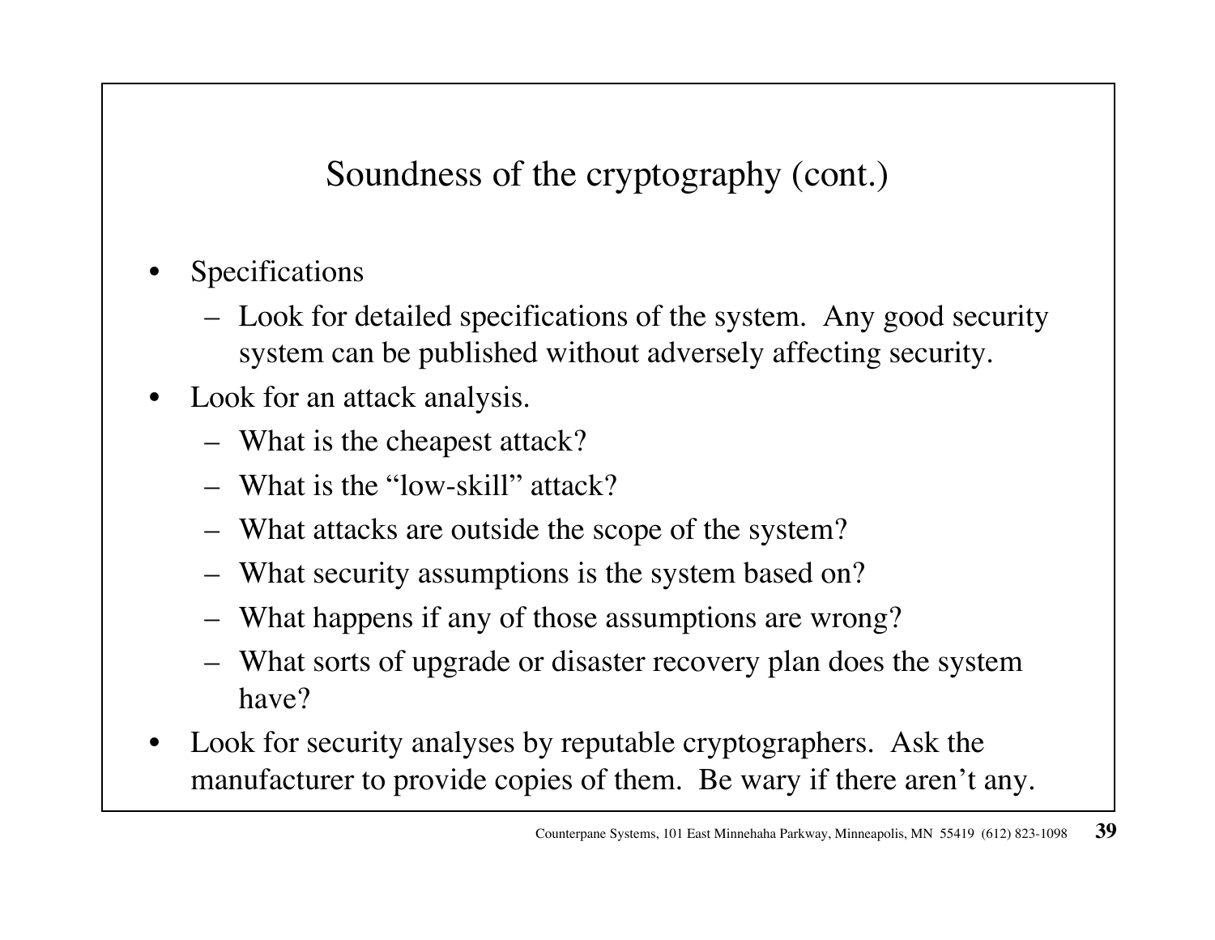## Soundness of the cryptography (cont.)

- Specifications
  - Look for detailed specifications of the system. Any good security system can be published without adversely affecting security.
- Look for an attack analysis.
  - What is the cheapest attack?
  - What is the "low-skill" attack?
  - What attacks are outside the scope of the system?
  - What security assumptions is the system based on?
  - What happens if any of those assumptions are wrong?
  - What sorts of upgrade or disaster recovery plan does the system have?
- Look for security analyses by reputable cryptographers. Ask the manufacturer to provide copies of them. Be wary if there aren't any.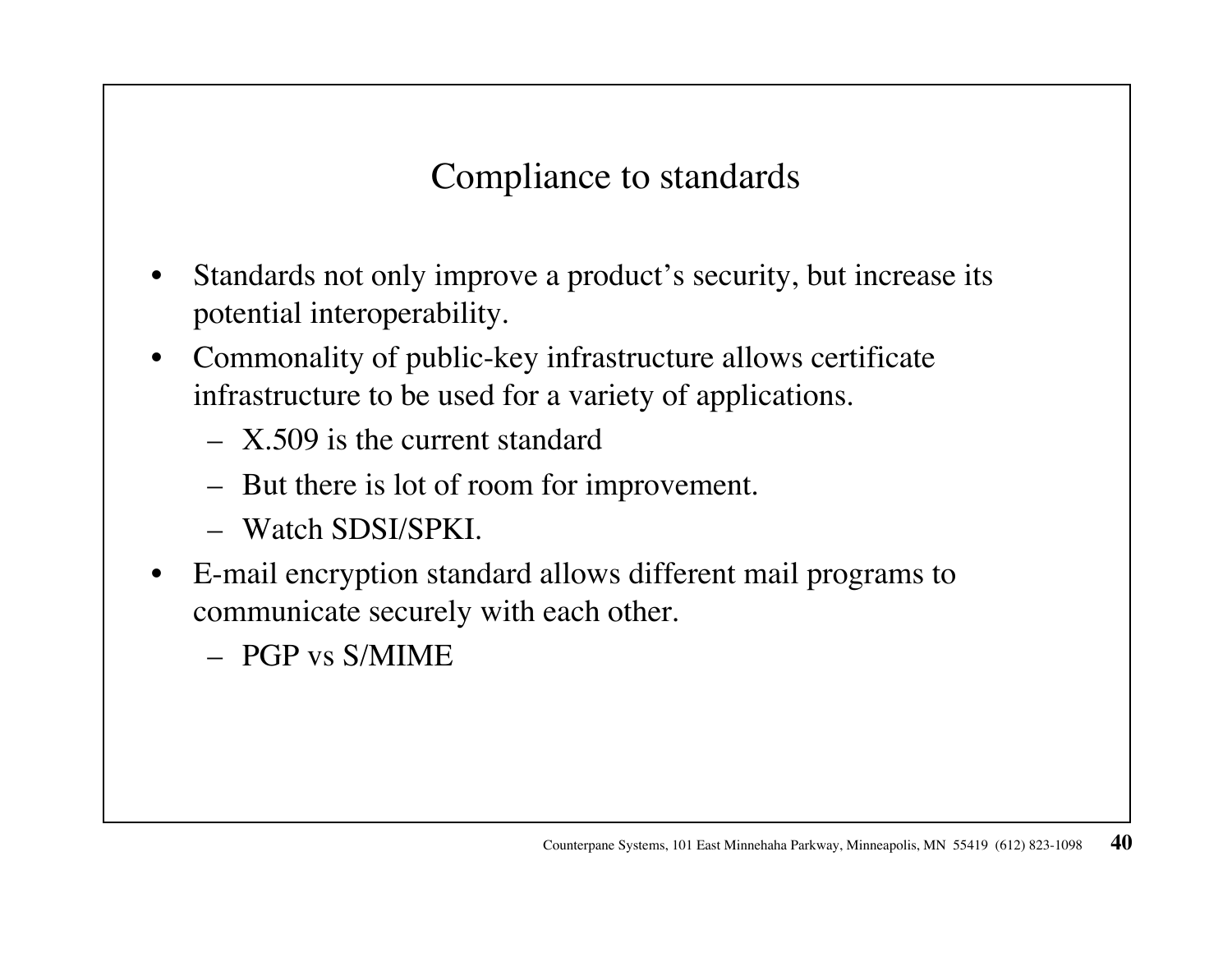## Compliance to standards

- Standards not only improve a product's security, but increase its potential interoperability.
- Commonality of public-key infrastructure allows certificate infrastructure to be used for a variety of applications.
  - X.509 is the current standard
  - But there is lot of room for improvement.
  - Watch SDSI/SPKI.
- E-mail encryption standard allows different mail programs to communicate securely with each other.
  - PGP vs S/MIME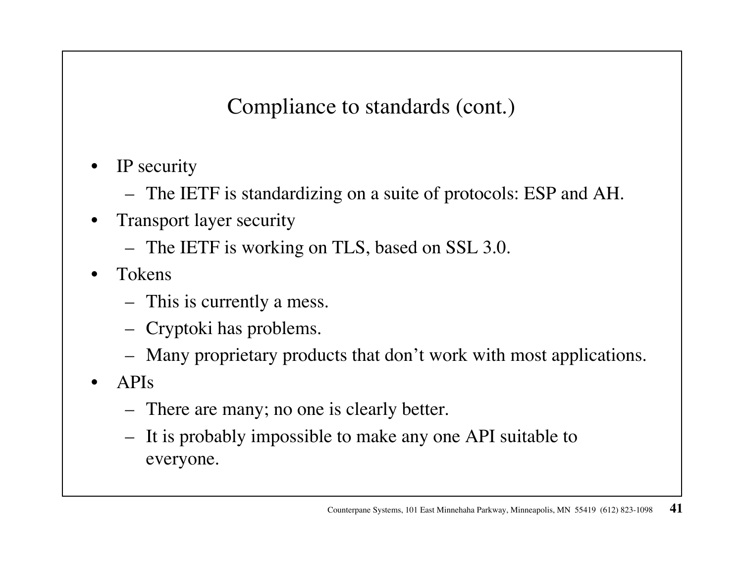## Compliance to standards (cont.)

- IP security
  - The IETF is standardizing on a suite of protocols: ESP and AH.
- Transport layer security
  - The IETF is working on TLS, based on SSL 3.0.
- Tokens
  - This is currently a mess.
  - Cryptoki has problems.
  - Many proprietary products that don't work with most applications.
- APIs
  - There are many; no one is clearly better.
  - It is probably impossible to make any one API suitable to everyone.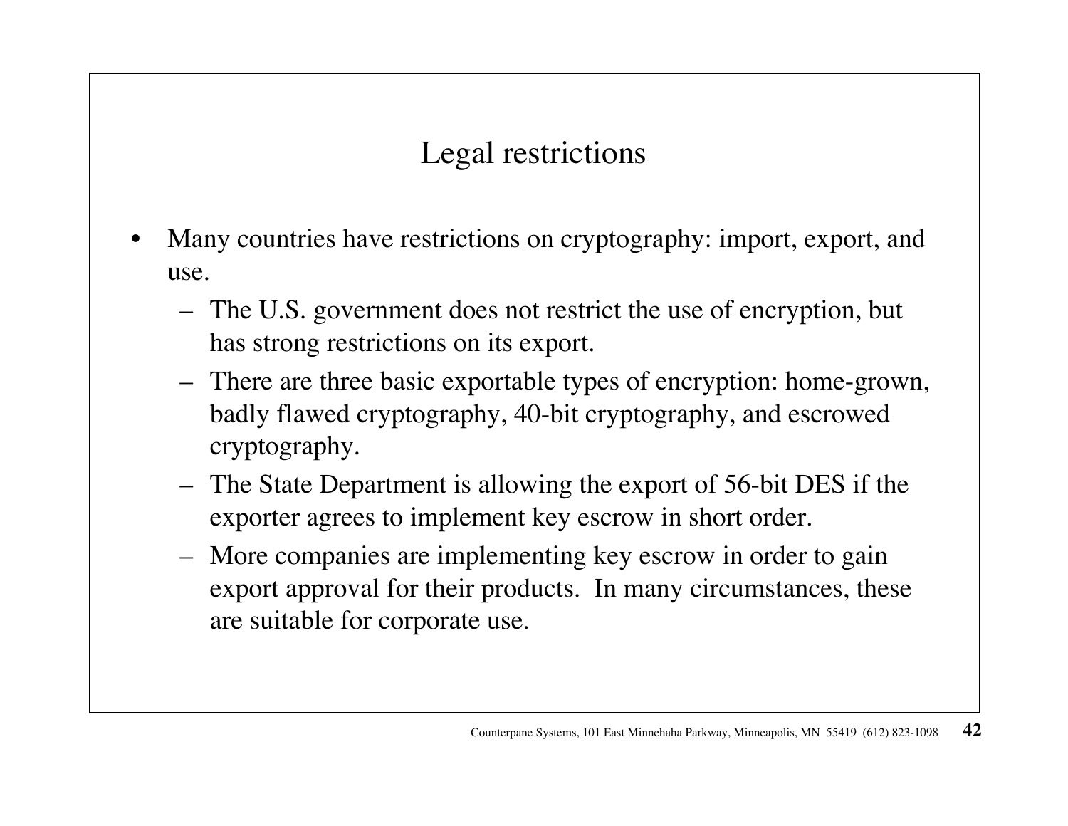# Legal restrictions

- Many countries have restrictions on cryptography: import, export, and use.
  - The U.S. government does not restrict the use of encryption, but has strong restrictions on its export.
  - There are three basic exportable types of encryption: home-grown, badly flawed cryptography, 40-bit cryptography, and escrowed cryptography.
  - The State Department is allowing the export of 56-bit DES if the exporter agrees to implement key escrow in short order.
  - More companies are implementing key escrow in order to gain export approval for their products. In many circumstances, these are suitable for corporate use.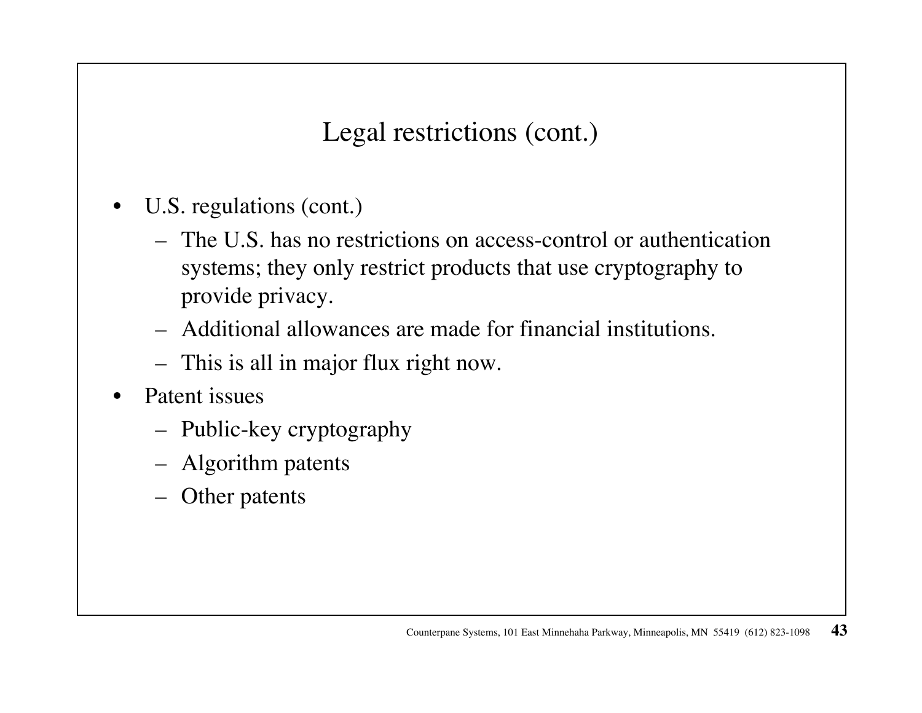## Legal restrictions (cont.)

- U.S. regulations (cont.)
  - The U.S. has no restrictions on access-control or authentication systems; they only restrict products that use cryptography to provide privacy.
  - Additional allowances are made for financial institutions.
  - This is all in major flux right now.
- Patent issues
  - Public-key cryptography
  - Algorithm patents
  - Other patents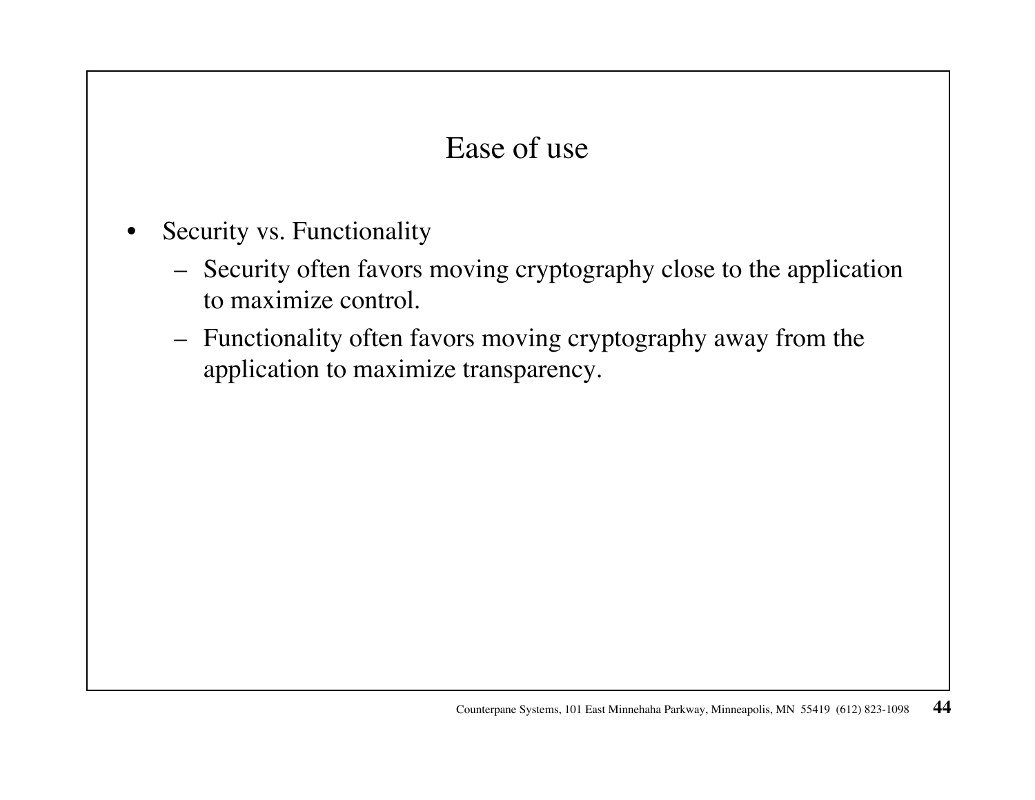# Ease of use

- Security vs. Functionality
  - Security often favors moving cryptography close to the application to maximize control.
  - Functionality often favors moving cryptography away from the application to maximize transparency.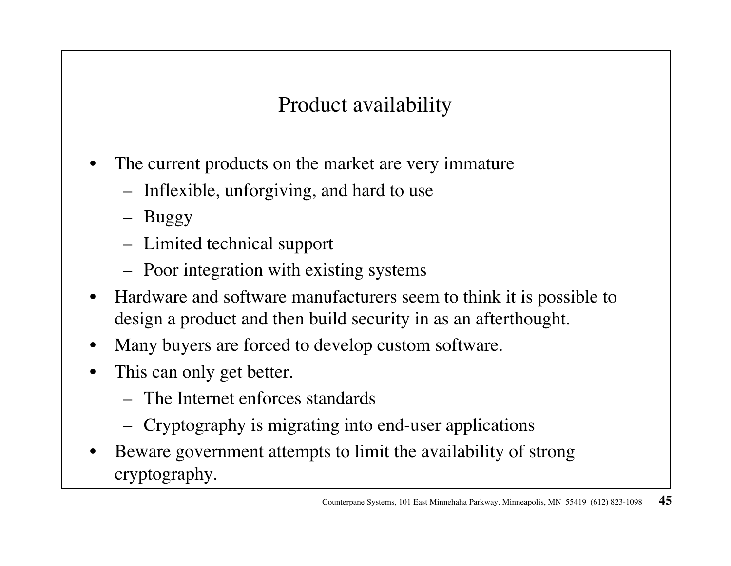# Product availability

- The current products on the market are very immature
  - Inflexible, unforgiving, and hard to use
  - Buggy
  - Limited technical support
  - Poor integration with existing systems
- Hardware and software manufacturers seem to think it is possible to design a product and then build security in as an afterthought.
- Many buyers are forced to develop custom software.
- This can only get better.
  - The Internet enforces standards
  - Cryptography is migrating into end-user applications
- Beware government attempts to limit the availability of strong cryptography.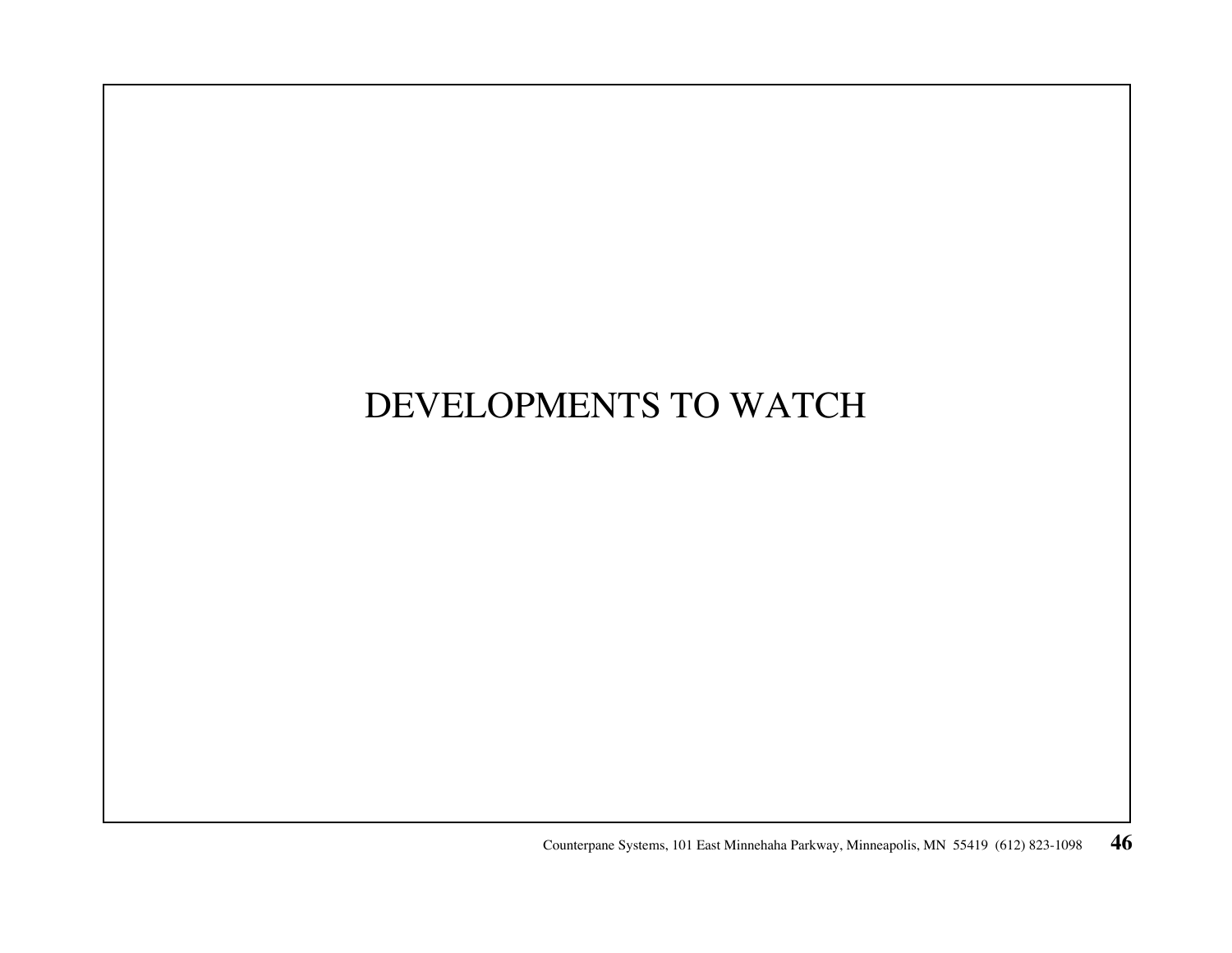# DEVELOPMENTS TO WATCH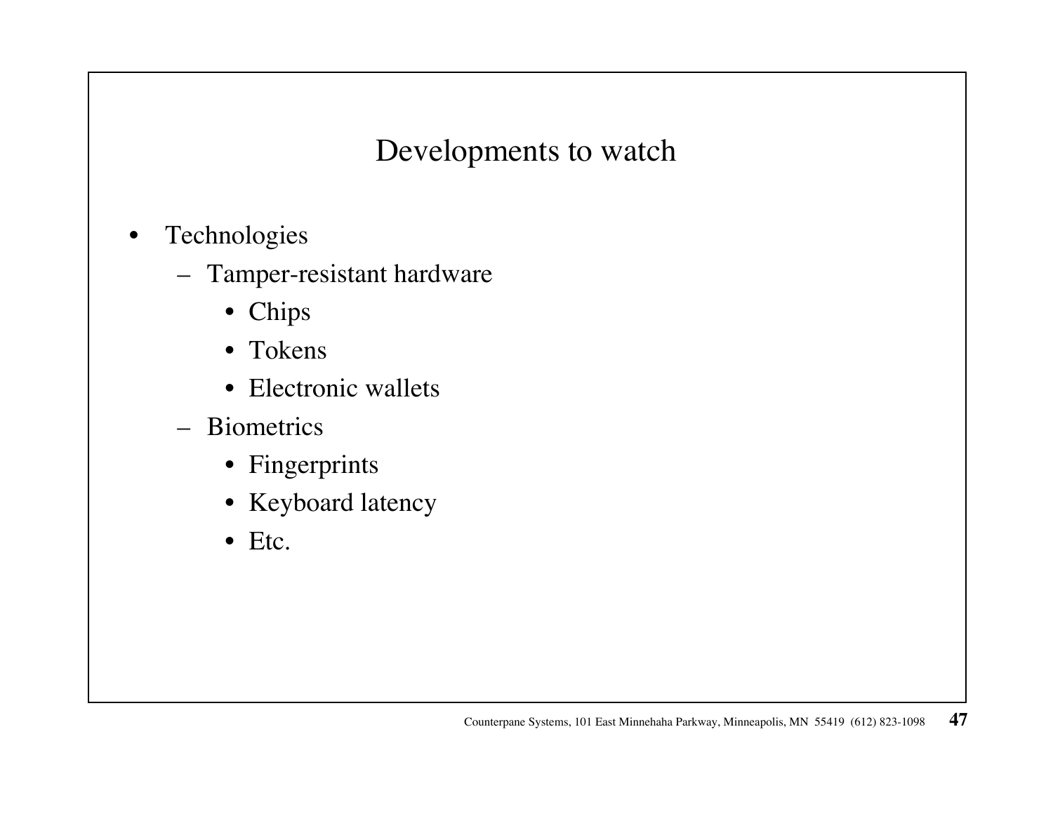# Developments to watch

- Technologies
  - Tamper-resistant hardware
    - Chips
    - Tokens
    - Electronic wallets
  - Biometrics
    - Fingerprints
    - Keyboard latency
    - Etc.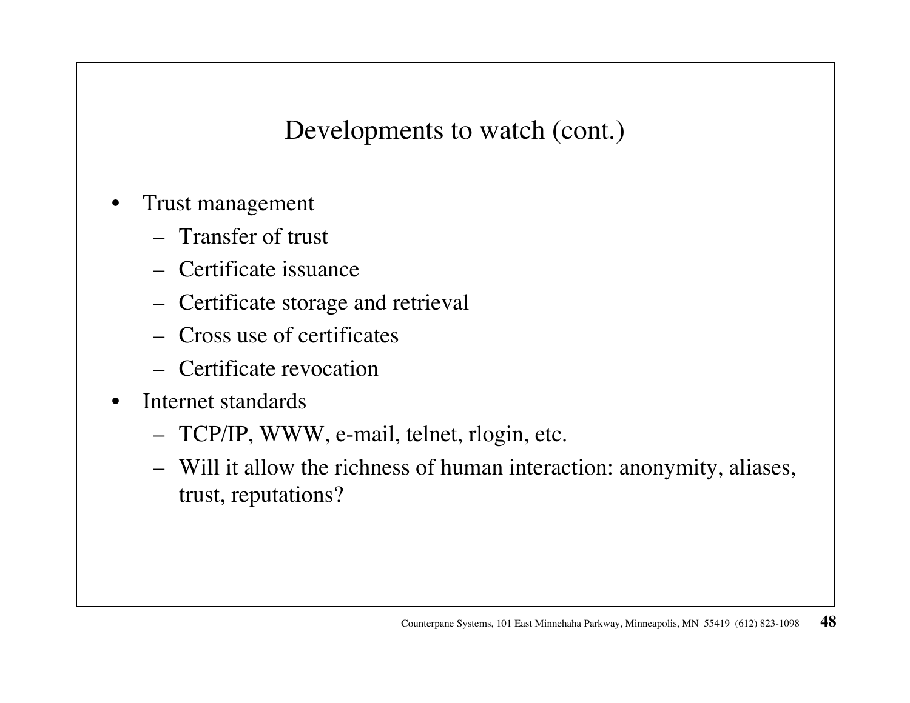## Developments to watch (cont.)

- Trust management
  - Transfer of trust
  - Certificate issuance
  - Certificate storage and retrieval
  - Cross use of certificates
  - Certificate revocation
- Internet standards
  - TCP/IP, WWW, e-mail, telnet, rlogin, etc.
  - Will it allow the richness of human interaction: anonymity, aliases, trust, reputations?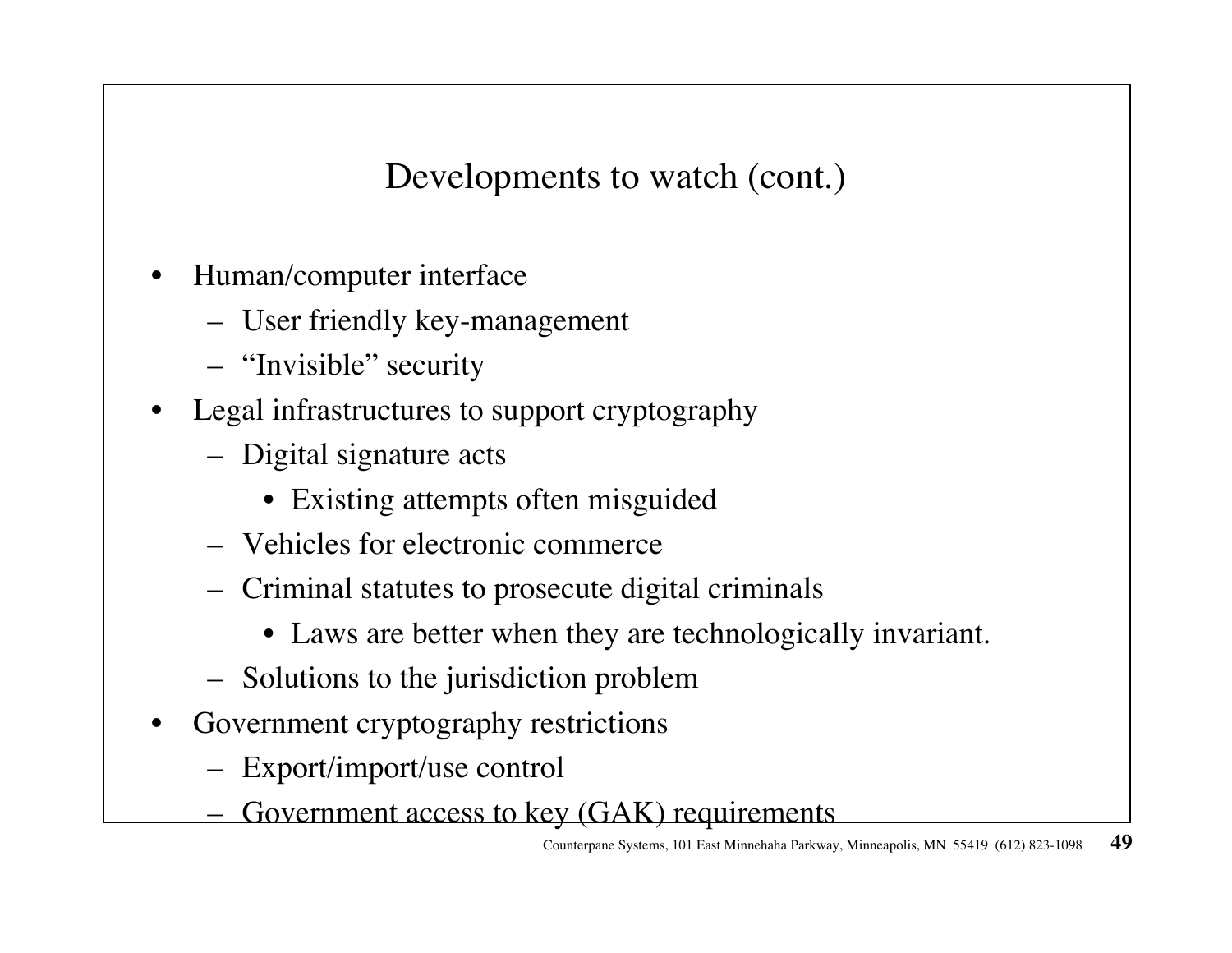## Developments to watch (cont.)

- Human/computer interface
  - User friendly key-management
  - “Invisible” security
- Legal infrastructures to support cryptography
  - Digital signature acts
    - Existing attempts often misguided
  - Vehicles for electronic commerce
  - Criminal statutes to prosecute digital criminals
    - Laws are better when they are technologically invariant.
  - Solutions to the jurisdiction problem
- Government cryptography restrictions
  - Export/import/use control
  - Government access to key (GAK) requirements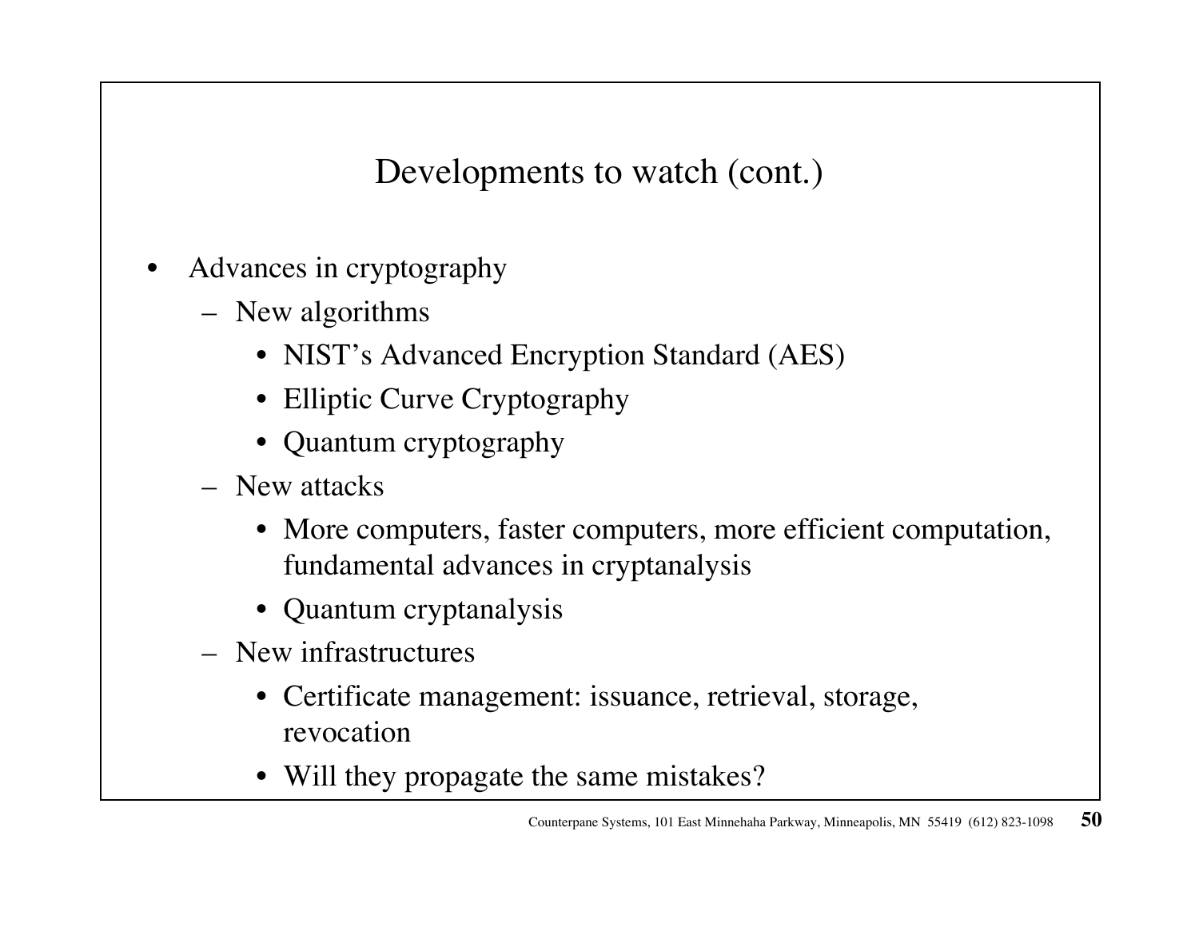## Developments to watch (cont.)

- Advances in cryptography
  - New algorithms
    - NIST's Advanced Encryption Standard (AES)
    - Elliptic Curve Cryptography
    - Quantum cryptography
  - New attacks
    - More computers, faster computers, more efficient computation, fundamental advances in cryptanalysis
    - Quantum cryptanalysis
  - New infrastructures
    - Certificate management: issuance, retrieval, storage, revocation
    - Will they propagate the same mistakes?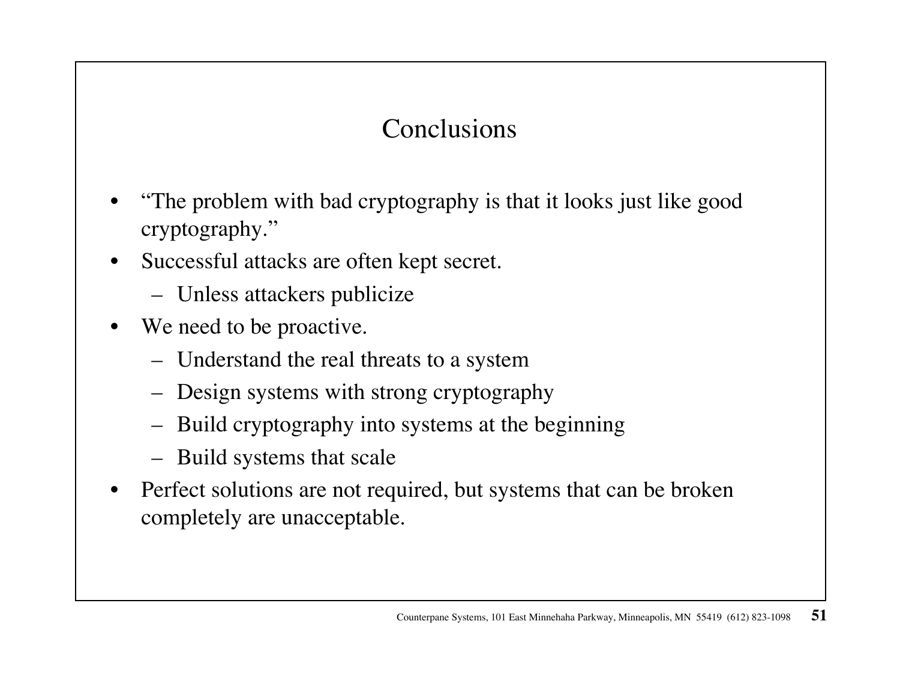# Conclusions

- "The problem with bad cryptography is that it looks just like good cryptography."
- Successful attacks are often kept secret.
  - Unless attackers publicize
- We need to be proactive.
  - Understand the real threats to a system
  - Design systems with strong cryptography
  - Build cryptography into systems at the beginning
  - Build systems that scale
- Perfect solutions are not required, but systems that can be broken completely are unacceptable.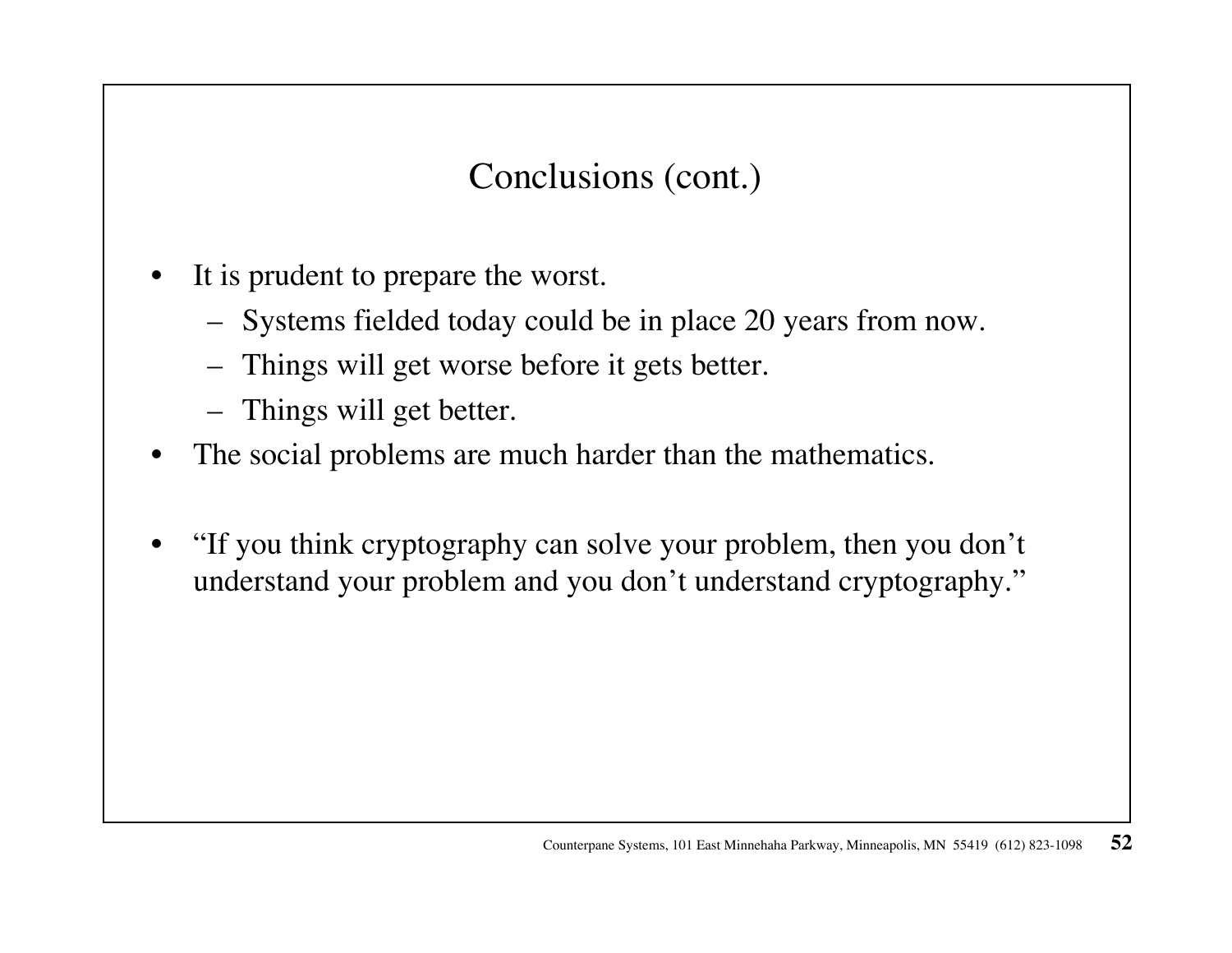## Conclusions (cont.)

- It is prudent to prepare the worst.
  - Systems fielded today could be in place 20 years from now.
  - Things will get worse before it gets better.
  - Things will get better.
- The social problems are much harder than the mathematics.
- "If you think cryptography can solve your problem, then you don't understand your problem and you don't understand cryptography."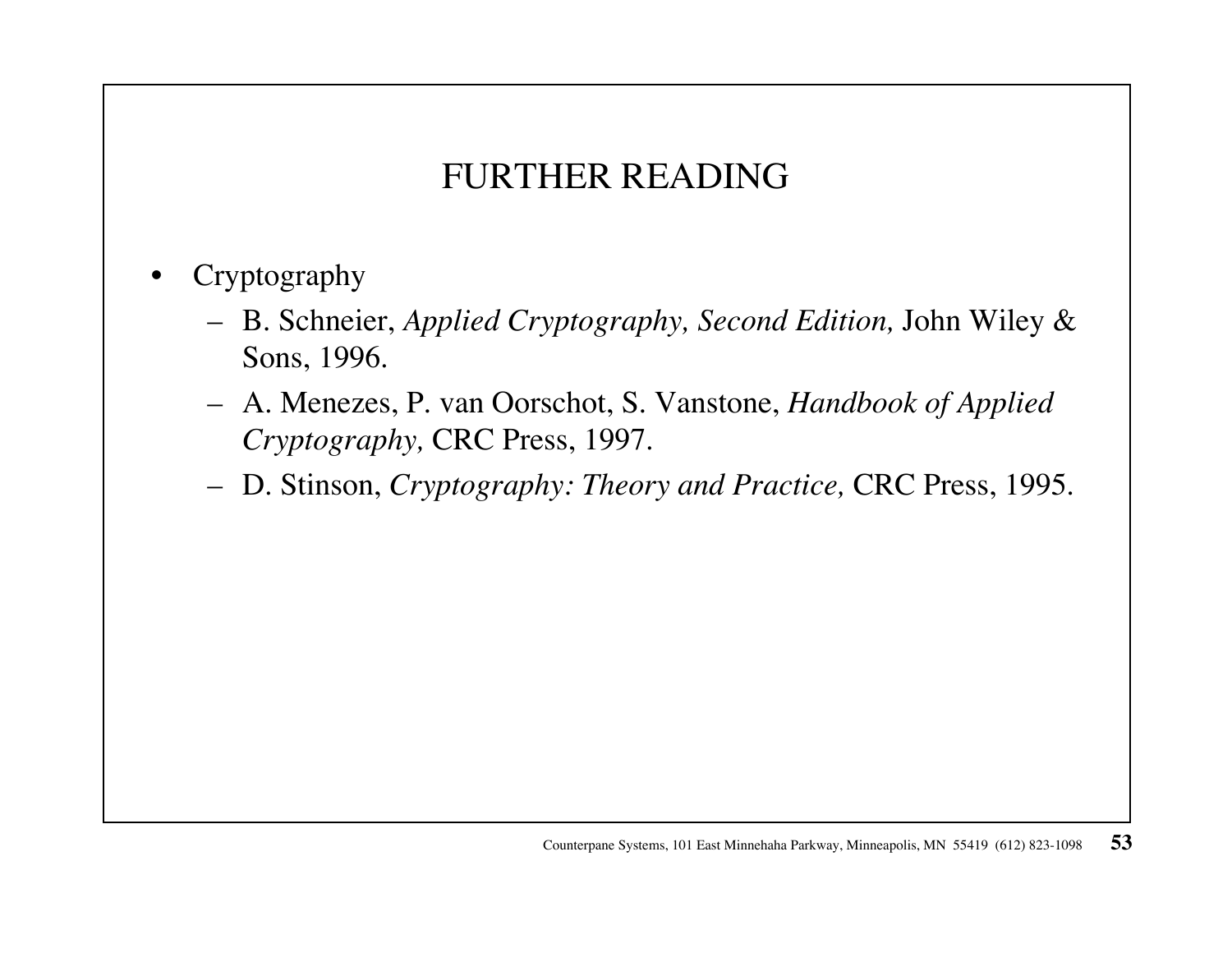# FURTHER READING

- Cryptography
  - B. Schneier, *Applied Cryptography, Second Edition,* John Wiley & Sons, 1996.
  - A. Menezes, P. van Oorschot, S. Vanstone, *Handbook of Applied Cryptography,* CRC Press, 1997.
  - D. Stinson, *Cryptography: Theory and Practice,* CRC Press, 1995.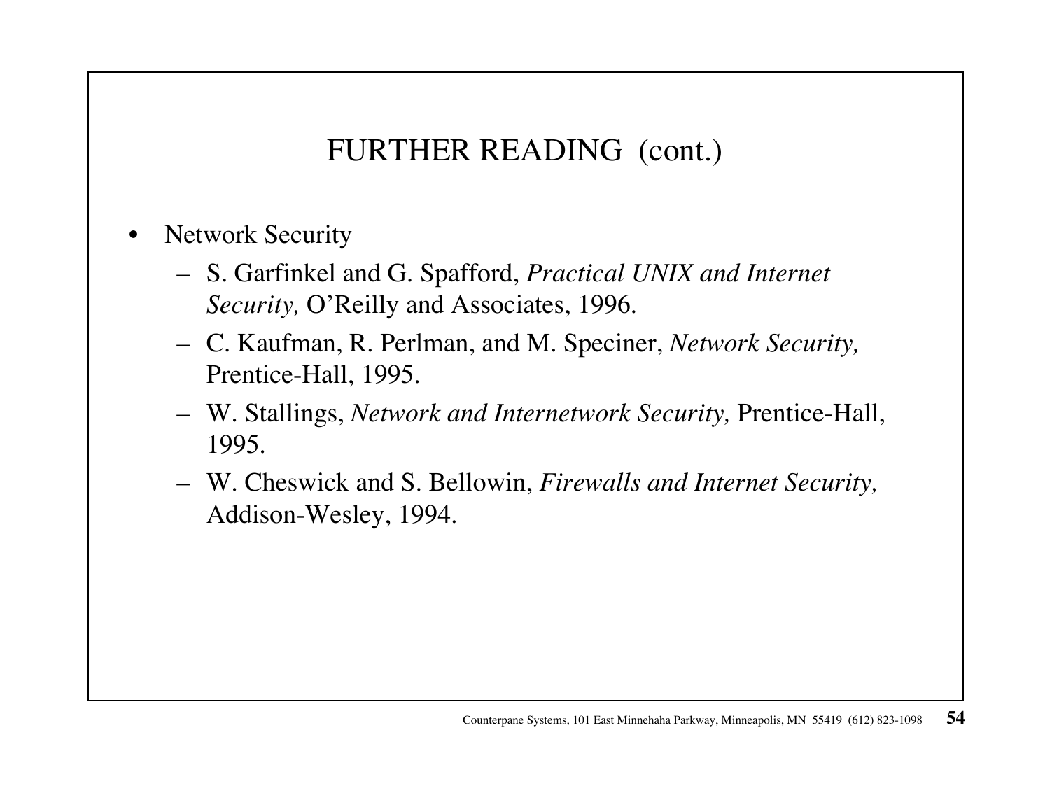# FURTHER READING (cont.)

- Network Security
  - S. Garfinkel and G. Spafford, *Practical UNIX and Internet Security,* O'Reilly and Associates, 1996.
  - C. Kaufman, R. Perlman, and M. Speciner, *Network Security,* Prentice-Hall, 1995.
  - W. Stallings, *Network and Internetwork Security,* Prentice-Hall, 1995.
  - W. Cheswick and S. Bellowin, *Firewalls and Internet Security,* Addison-Wesley, 1994.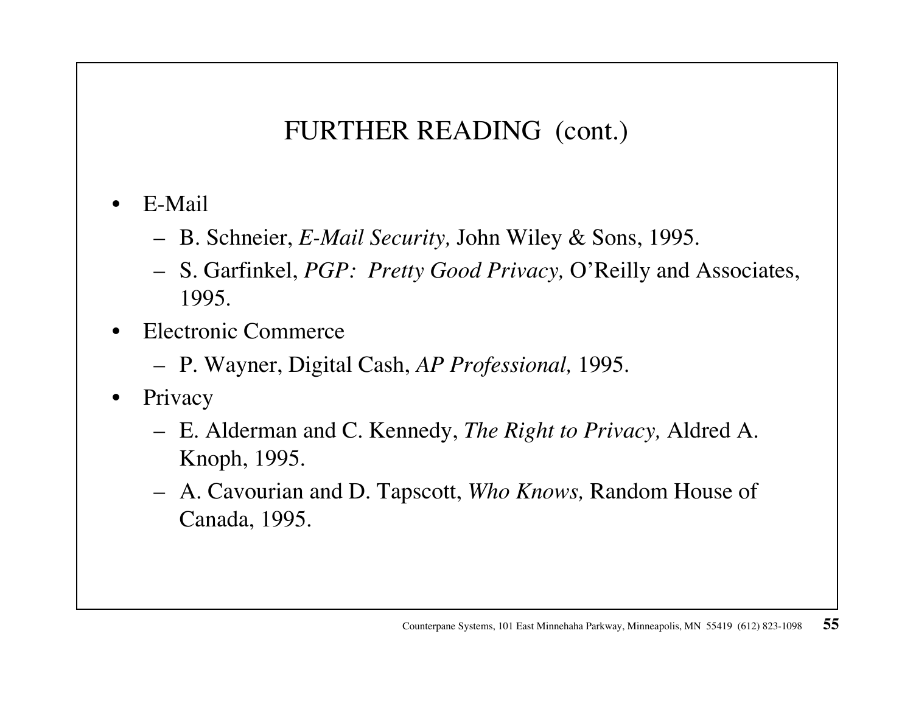## FURTHER READING (cont.)

- E-Mail
  - B. Schneier, *E-Mail Security,* John Wiley & Sons, 1995.
  - S. Garfinkel, *PGP: Pretty Good Privacy,* O'Reilly and Associates, 1995.
- Electronic Commerce
  - P. Wayner, Digital Cash, *AP Professional,* 1995.
- Privacy
  - E. Alderman and C. Kennedy, *The Right to Privacy,* Aldred A. Knoph, 1995.
  - A. Cavourian and D. Tapscott, *Who Knows,* Random House of Canada, 1995.

Counterpane Systems, 101 East Minnehaha Parkway, Minneapolis, MN 55419 (612) 823-1098